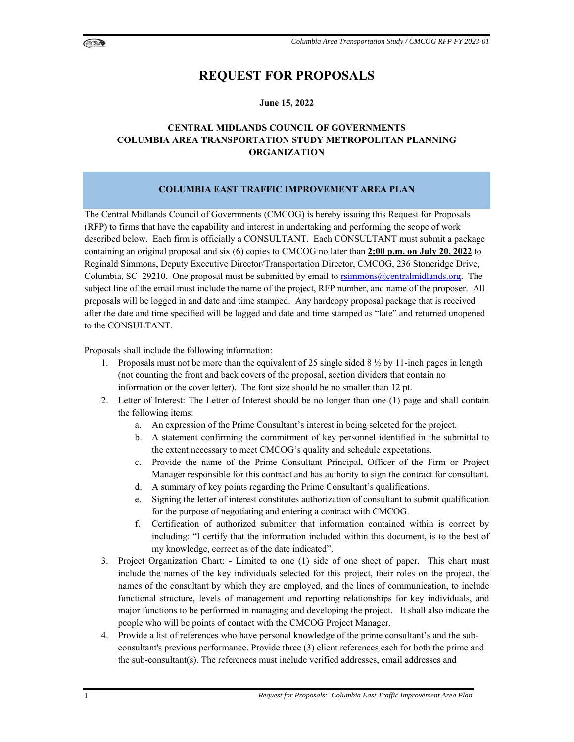# REQUEST FOR PROPOSALS

**June 15, 2022**

**CENTRAL MIDLANDS COUNCIL OF GOVERNMENTS**
**COLUMBIA AREA TRANSPORTATION STUDY METROPOLITAN PLANNING ORGANIZATION**

## COLUMBIA EAST TRAFFIC IMPROVEMENT AREA PLAN

The Central Midlands Council of Governments (CMCOG) is hereby issuing this Request for Proposals (RFP) to firms that have the capability and interest in undertaking and performing the scope of work described below. Each firm is officially a CONSULTANT. Each CONSULTANT must submit a package containing an original proposal and six (6) copies to CMCOG no later than **2:00 p.m. on July 20, 2022** to Reginald Simmons, Deputy Executive Director/Transportation Director, CMCOG, 236 Stoneridge Drive, Columbia, SC 29210. One proposal must be submitted by email to rsimmons@centralmidlands.org. The subject line of the email must include the name of the project, RFP number, and name of the proposer. All proposals will be logged in and date and time stamped. Any hardcopy proposal package that is received after the date and time specified will be logged and date and time stamped as "late" and returned unopened to the CONSULTANT.

Proposals shall include the following information:

1. Proposals must not be more than the equivalent of 25 single sided 8 ½ by 11-inch pages in length (not counting the front and back covers of the proposal, section dividers that contain no information or the cover letter). The font size should be no smaller than 12 pt.
2. Letter of Interest: The Letter of Interest should be no longer than one (1) page and shall contain the following items:
   a. An expression of the Prime Consultant's interest in being selected for the project.
   b. A statement confirming the commitment of key personnel identified in the submittal to the extent necessary to meet CMCOG's quality and schedule expectations.
   c. Provide the name of the Prime Consultant Principal, Officer of the Firm or Project Manager responsible for this contract and has authority to sign the contract for consultant.
   d. A summary of key points regarding the Prime Consultant's qualifications.
   e. Signing the letter of interest constitutes authorization of consultant to submit qualification for the purpose of negotiating and entering a contract with CMCOG.
   f. Certification of authorized submitter that information contained within is correct by including: "I certify that the information included within this document, is to the best of my knowledge, correct as of the date indicated".
3. Project Organization Chart: - Limited to one (1) side of one sheet of paper. This chart must include the names of the key individuals selected for this project, their roles on the project, the names of the consultant by which they are employed, and the lines of communication, to include functional structure, levels of management and reporting relationships for key individuals, and major functions to be performed in managing and developing the project. It shall also indicate the people who will be points of contact with the CMCOG Project Manager.
4. Provide a list of references who have personal knowledge of the prime consultant's and the sub-consultant's previous performance. Provide three (3) client references each for both the prime and the sub-consultant(s). The references must include verified addresses, email addresses and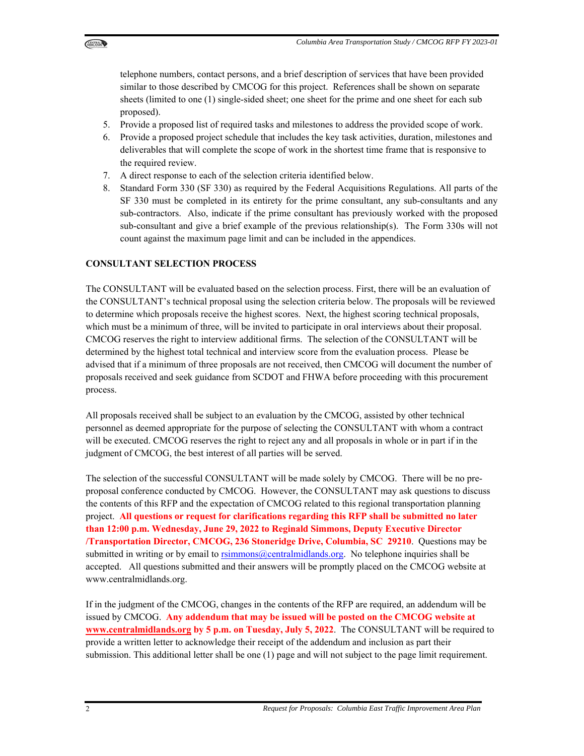telephone numbers, contact persons, and a brief description of services that have been provided similar to those described by CMCOG for this project. References shall be shown on separate sheets (limited to one (1) single-sided sheet; one sheet for the prime and one sheet for each sub proposed).

5. Provide a proposed list of required tasks and milestones to address the provided scope of work.
6. Provide a proposed project schedule that includes the key task activities, duration, milestones and deliverables that will complete the scope of work in the shortest time frame that is responsive to the required review.
7. A direct response to each of the selection criteria identified below.
8. Standard Form 330 (SF 330) as required by the Federal Acquisitions Regulations. All parts of the SF 330 must be completed in its entirety for the prime consultant, any sub-consultants and any sub-contractors. Also, indicate if the prime consultant has previously worked with the proposed sub-consultant and give a brief example of the previous relationship(s). The Form 330s will not count against the maximum page limit and can be included in the appendices.

**CONSULTANT SELECTION PROCESS**

The CONSULTANT will be evaluated based on the selection process. First, there will be an evaluation of the CONSULTANT's technical proposal using the selection criteria below. The proposals will be reviewed to determine which proposals receive the highest scores. Next, the highest scoring technical proposals, which must be a minimum of three, will be invited to participate in oral interviews about their proposal. CMCOG reserves the right to interview additional firms. The selection of the CONSULTANT will be determined by the highest total technical and interview score from the evaluation process. Please be advised that if a minimum of three proposals are not received, then CMCOG will document the number of proposals received and seek guidance from SCDOT and FHWA before proceeding with this procurement process.

All proposals received shall be subject to an evaluation by the CMCOG, assisted by other technical personnel as deemed appropriate for the purpose of selecting the CONSULTANT with whom a contract will be executed. CMCOG reserves the right to reject any and all proposals in whole or in part if in the judgment of CMCOG, the best interest of all parties will be served.

The selection of the successful CONSULTANT will be made solely by CMCOG. There will be no pre-proposal conference conducted by CMCOG. However, the CONSULTANT may ask questions to discuss the contents of this RFP and the expectation of CMCOG related to this regional transportation planning project. **All questions or request for clarifications regarding this RFP shall be submitted no later than 12:00 p.m. Wednesday, June 29, 2022 to Reginald Simmons, Deputy Executive Director /Transportation Director, CMCOG, 236 Stoneridge Drive, Columbia, SC 29210**. Questions may be submitted in writing or by email to rsimmons@centralmidlands.org. No telephone inquiries shall be accepted. All questions submitted and their answers will be promptly placed on the CMCOG website at www.centralmidlands.org.

If in the judgment of the CMCOG, changes in the contents of the RFP are required, an addendum will be issued by CMCOG. **Any addendum that may be issued will be posted on the CMCOG website at www.centralmidlands.org by 5 p.m. on Tuesday, July 5, 2022**. The CONSULTANT will be required to provide a written letter to acknowledge their receipt of the addendum and inclusion as part their submission. This additional letter shall be one (1) page and will not subject to the page limit requirement.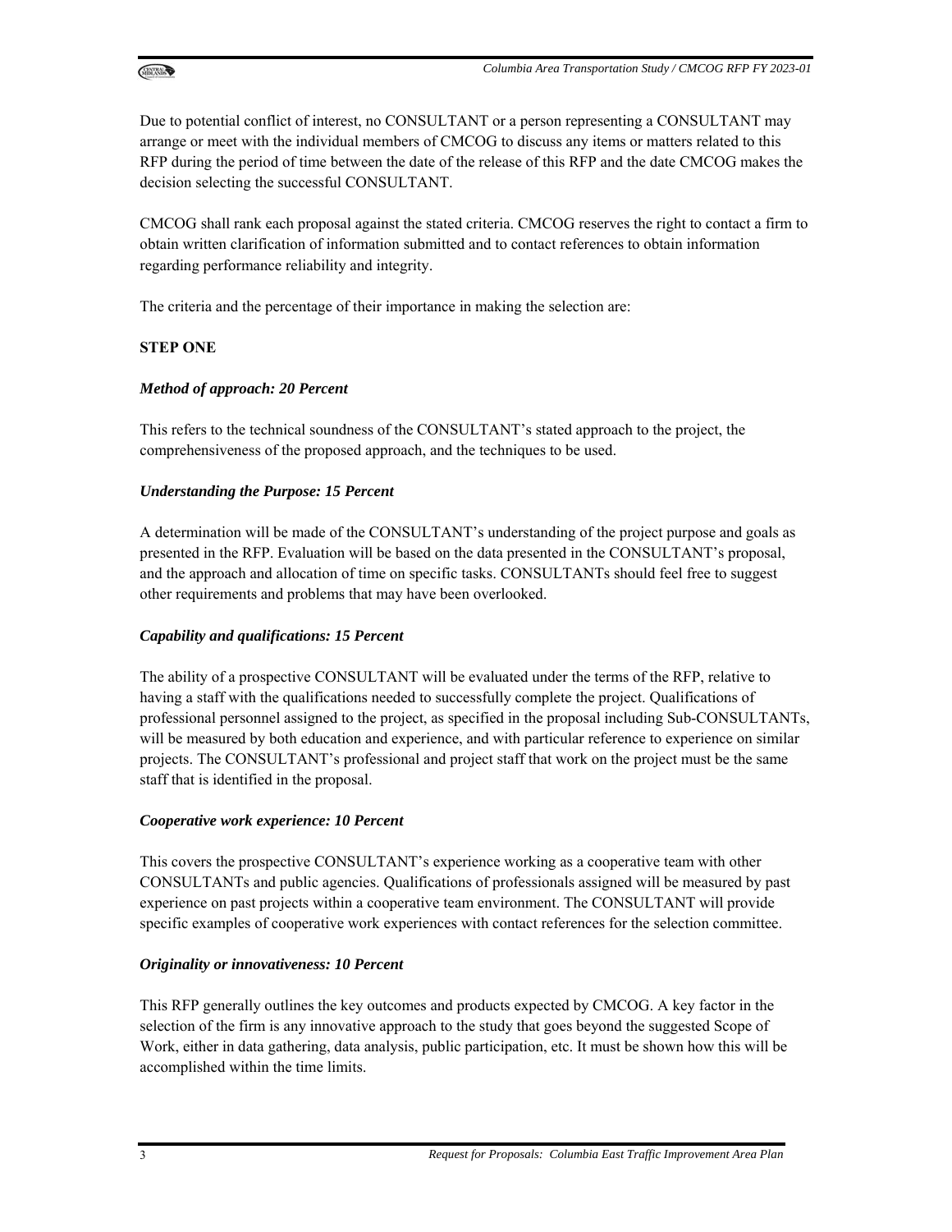Due to potential conflict of interest, no CONSULTANT or a person representing a CONSULTANT may arrange or meet with the individual members of CMCOG to discuss any items or matters related to this RFP during the period of time between the date of the release of this RFP and the date CMCOG makes the decision selecting the successful CONSULTANT.

CMCOG shall rank each proposal against the stated criteria. CMCOG reserves the right to contact a firm to obtain written clarification of information submitted and to contact references to obtain information regarding performance reliability and integrity.

The criteria and the percentage of their importance in making the selection are:

**STEP ONE**

***Method of approach: 20 Percent***

This refers to the technical soundness of the CONSULTANT's stated approach to the project, the comprehensiveness of the proposed approach, and the techniques to be used.

***Understanding the Purpose: 15 Percent***

A determination will be made of the CONSULTANT's understanding of the project purpose and goals as presented in the RFP. Evaluation will be based on the data presented in the CONSULTANT's proposal, and the approach and allocation of time on specific tasks. CONSULTANTs should feel free to suggest other requirements and problems that may have been overlooked.

***Capability and qualifications: 15 Percent***

The ability of a prospective CONSULTANT will be evaluated under the terms of the RFP, relative to having a staff with the qualifications needed to successfully complete the project. Qualifications of professional personnel assigned to the project, as specified in the proposal including Sub-CONSULTANTs, will be measured by both education and experience, and with particular reference to experience on similar projects. The CONSULTANT's professional and project staff that work on the project must be the same staff that is identified in the proposal.

***Cooperative work experience: 10 Percent***

This covers the prospective CONSULTANT's experience working as a cooperative team with other CONSULTANTs and public agencies. Qualifications of professionals assigned will be measured by past experience on past projects within a cooperative team environment. The CONSULTANT will provide specific examples of cooperative work experiences with contact references for the selection committee.

***Originality or innovativeness: 10 Percent***

This RFP generally outlines the key outcomes and products expected by CMCOG. A key factor in the selection of the firm is any innovative approach to the study that goes beyond the suggested Scope of Work, either in data gathering, data analysis, public participation, etc. It must be shown how this will be accomplished within the time limits.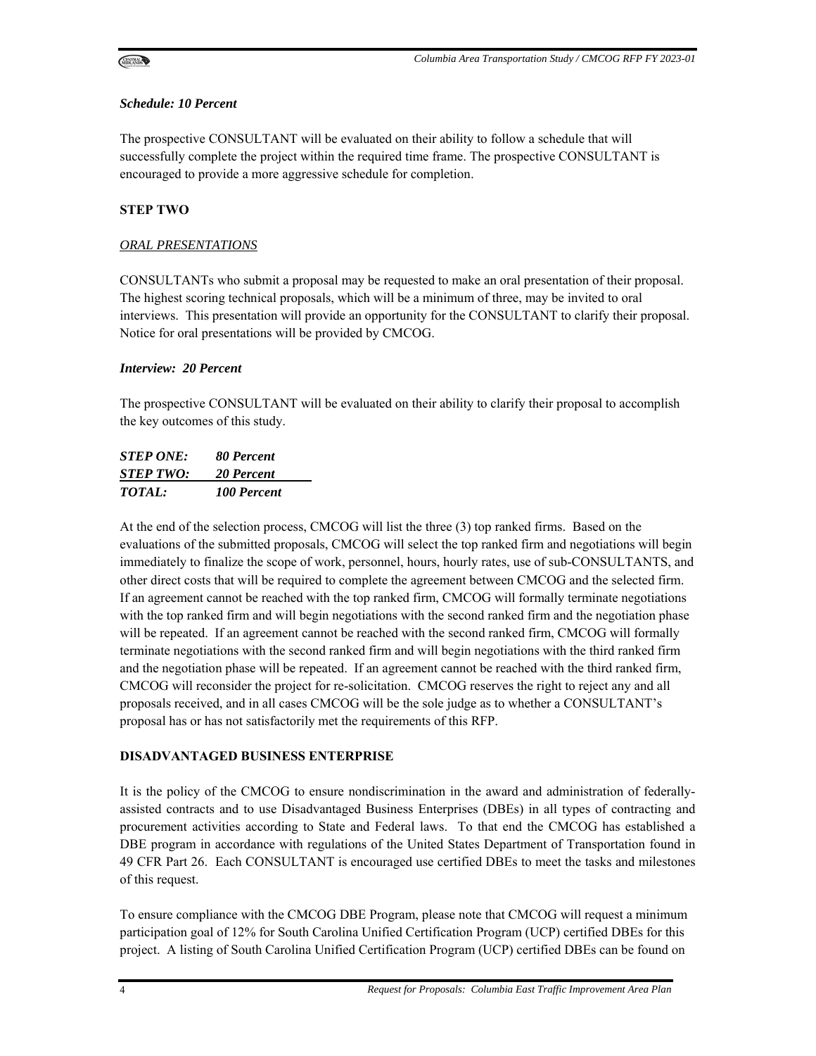***Schedule: 10 Percent***

The prospective CONSULTANT will be evaluated on their ability to follow a schedule that will successfully complete the project within the required time frame. The prospective CONSULTANT is encouraged to provide a more aggressive schedule for completion.

**STEP TWO**

*ORAL PRESENTATIONS*

CONSULTANTs who submit a proposal may be requested to make an oral presentation of their proposal. The highest scoring technical proposals, which will be a minimum of three, may be invited to oral interviews. This presentation will provide an opportunity for the CONSULTANT to clarify their proposal. Notice for oral presentations will be provided by CMCOG.

***Interview: 20 Percent***

The prospective CONSULTANT will be evaluated on their ability to clarify their proposal to accomplish the key outcomes of this study.

| | |
|---|---|
| ***STEP ONE:*** | ***80 Percent*** |
| ***STEP TWO:*** | ***20 Percent*** |
| ***TOTAL:*** | ***100 Percent*** |

At the end of the selection process, CMCOG will list the three (3) top ranked firms. Based on the evaluations of the submitted proposals, CMCOG will select the top ranked firm and negotiations will begin immediately to finalize the scope of work, personnel, hours, hourly rates, use of sub-CONSULTANTS, and other direct costs that will be required to complete the agreement between CMCOG and the selected firm. If an agreement cannot be reached with the top ranked firm, CMCOG will formally terminate negotiations with the top ranked firm and will begin negotiations with the second ranked firm and the negotiation phase will be repeated. If an agreement cannot be reached with the second ranked firm, CMCOG will formally terminate negotiations with the second ranked firm and will begin negotiations with the third ranked firm and the negotiation phase will be repeated. If an agreement cannot be reached with the third ranked firm, CMCOG will reconsider the project for re-solicitation. CMCOG reserves the right to reject any and all proposals received, and in all cases CMCOG will be the sole judge as to whether a CONSULTANT's proposal has or has not satisfactorily met the requirements of this RFP.

**DISADVANTAGED BUSINESS ENTERPRISE**

It is the policy of the CMCOG to ensure nondiscrimination in the award and administration of federally-assisted contracts and to use Disadvantaged Business Enterprises (DBEs) in all types of contracting and procurement activities according to State and Federal laws. To that end the CMCOG has established a DBE program in accordance with regulations of the United States Department of Transportation found in 49 CFR Part 26. Each CONSULTANT is encouraged use certified DBEs to meet the tasks and milestones of this request.

To ensure compliance with the CMCOG DBE Program, please note that CMCOG will request a minimum participation goal of 12% for South Carolina Unified Certification Program (UCP) certified DBEs for this project. A listing of South Carolina Unified Certification Program (UCP) certified DBEs can be found on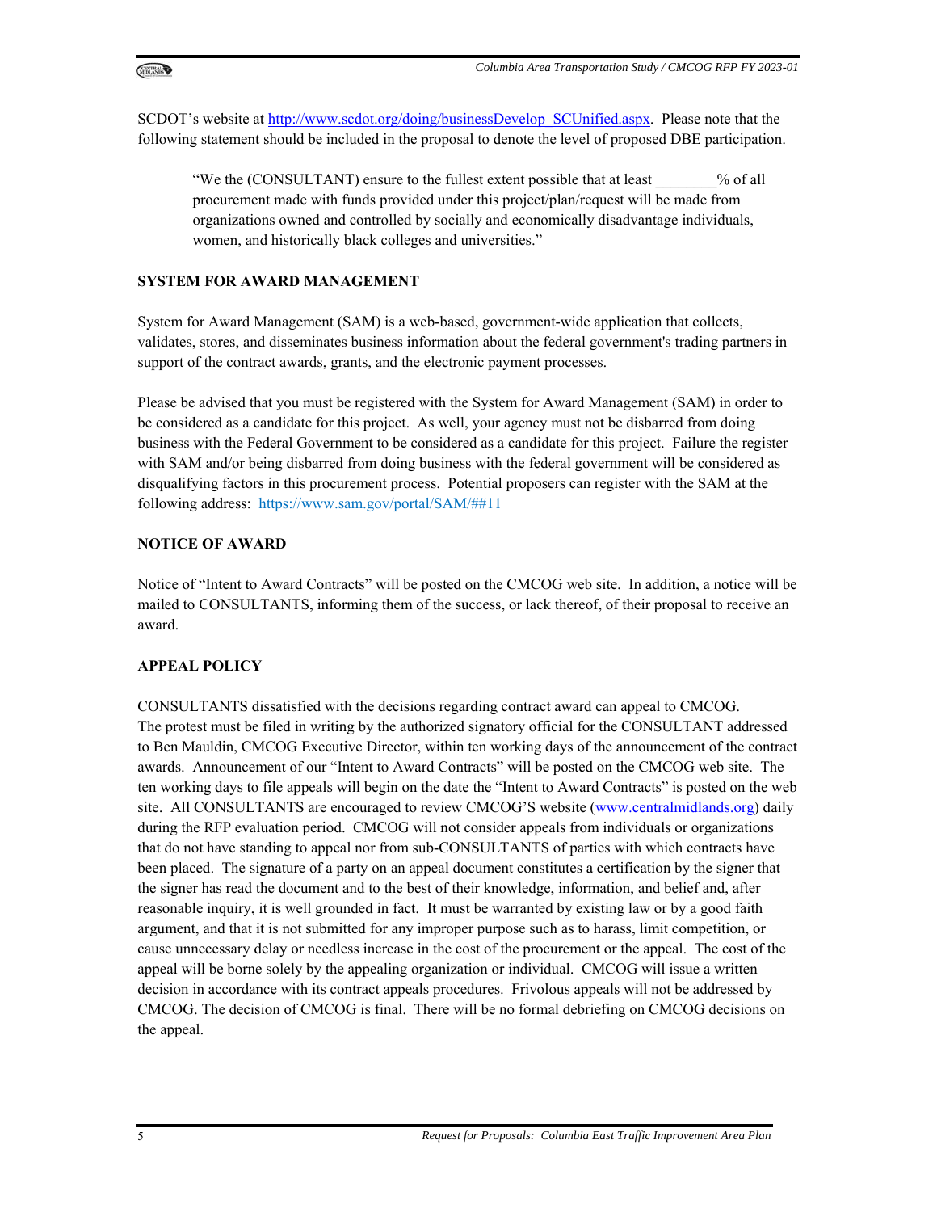SCDOT's website at http://www.scdot.org/doing/businessDevelop_SCUnified.aspx. Please note that the following statement should be included in the proposal to denote the level of proposed DBE participation.

> "We the (CONSULTANT) ensure to the fullest extent possible that at least ________% of all procurement made with funds provided under this project/plan/request will be made from organizations owned and controlled by socially and economically disadvantage individuals, women, and historically black colleges and universities."

**SYSTEM FOR AWARD MANAGEMENT**

System for Award Management (SAM) is a web-based, government-wide application that collects, validates, stores, and disseminates business information about the federal government's trading partners in support of the contract awards, grants, and the electronic payment processes.

Please be advised that you must be registered with the System for Award Management (SAM) in order to be considered as a candidate for this project. As well, your agency must not be disbarred from doing business with the Federal Government to be considered as a candidate for this project. Failure the register with SAM and/or being disbarred from doing business with the federal government will be considered as disqualifying factors in this procurement process. Potential proposers can register with the SAM at the following address: https://www.sam.gov/portal/SAM/##11

**NOTICE OF AWARD**

Notice of "Intent to Award Contracts" will be posted on the CMCOG web site. In addition, a notice will be mailed to CONSULTANTS, informing them of the success, or lack thereof, of their proposal to receive an award.

**APPEAL POLICY**

CONSULTANTS dissatisfied with the decisions regarding contract award can appeal to CMCOG. The protest must be filed in writing by the authorized signatory official for the CONSULTANT addressed to Ben Mauldin, CMCOG Executive Director, within ten working days of the announcement of the contract awards. Announcement of our "Intent to Award Contracts" will be posted on the CMCOG web site. The ten working days to file appeals will begin on the date the "Intent to Award Contracts" is posted on the web site. All CONSULTANTS are encouraged to review CMCOG'S website (www.centralmidlands.org) daily during the RFP evaluation period. CMCOG will not consider appeals from individuals or organizations that do not have standing to appeal nor from sub-CONSULTANTS of parties with which contracts have been placed. The signature of a party on an appeal document constitutes a certification by the signer that the signer has read the document and to the best of their knowledge, information, and belief and, after reasonable inquiry, it is well grounded in fact. It must be warranted by existing law or by a good faith argument, and that it is not submitted for any improper purpose such as to harass, limit competition, or cause unnecessary delay or needless increase in the cost of the procurement or the appeal. The cost of the appeal will be borne solely by the appealing organization or individual. CMCOG will issue a written decision in accordance with its contract appeals procedures. Frivolous appeals will not be addressed by CMCOG. The decision of CMCOG is final. There will be no formal debriefing on CMCOG decisions on the appeal.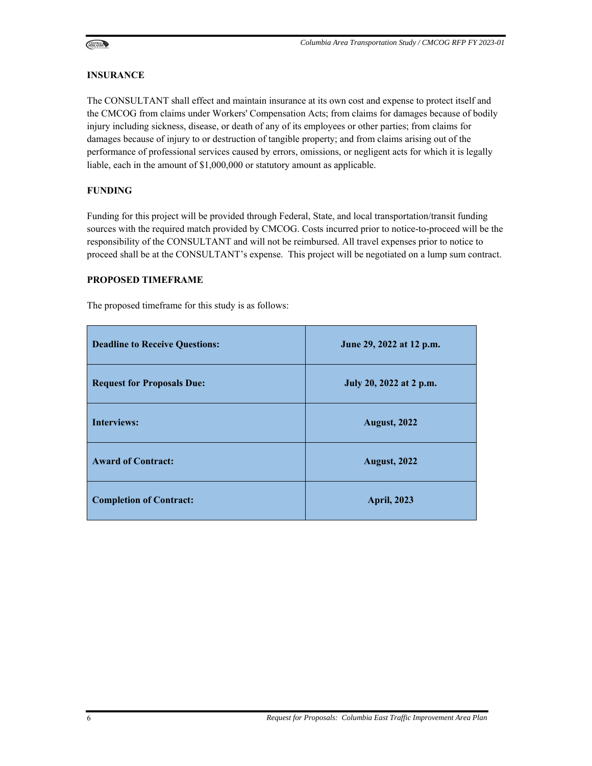## INSURANCE

The CONSULTANT shall effect and maintain insurance at its own cost and expense to protect itself and the CMCOG from claims under Workers' Compensation Acts; from claims for damages because of bodily injury including sickness, disease, or death of any of its employees or other parties; from claims for damages because of injury to or destruction of tangible property; and from claims arising out of the performance of professional services caused by errors, omissions, or negligent acts for which it is legally liable, each in the amount of $1,000,000 or statutory amount as applicable.

## FUNDING

Funding for this project will be provided through Federal, State, and local transportation/transit funding sources with the required match provided by CMCOG. Costs incurred prior to notice-to-proceed will be the responsibility of the CONSULTANT and will not be reimbursed. All travel expenses prior to notice to proceed shall be at the CONSULTANT's expense. This project will be negotiated on a lump sum contract.

## PROPOSED TIMEFRAME

The proposed timeframe for this study is as follows:

| | |
|---|---|
| **Deadline to Receive Questions:** | **June 29, 2022 at 12 p.m.** |
| **Request for Proposals Due:** | **July 20, 2022 at 2 p.m.** |
| **Interviews:** | **August, 2022** |
| **Award of Contract:** | **August, 2022** |
| **Completion of Contract:** | **April, 2023** |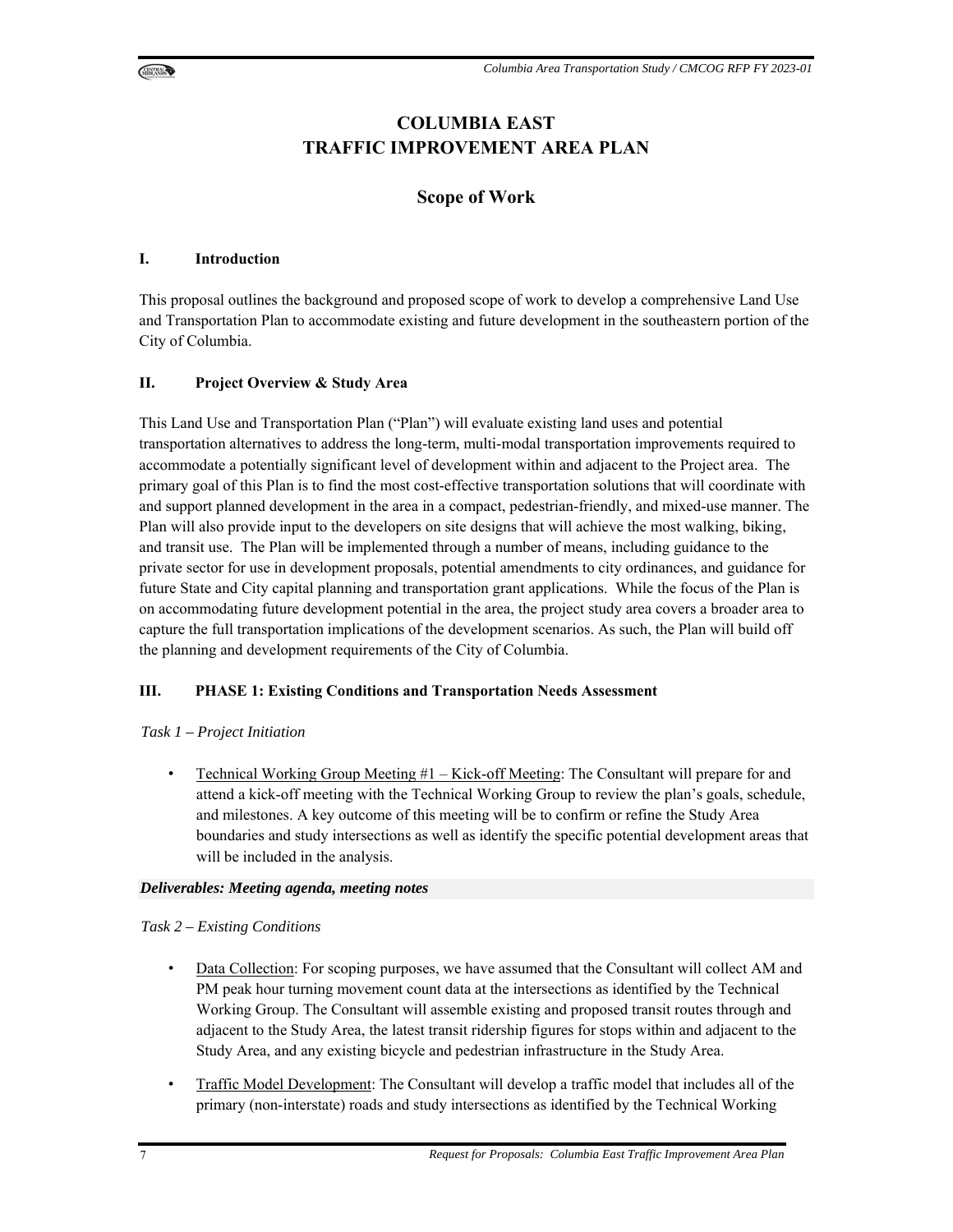# COLUMBIA EAST
# TRAFFIC IMPROVEMENT AREA PLAN

## Scope of Work

### I. Introduction

This proposal outlines the background and proposed scope of work to develop a comprehensive Land Use and Transportation Plan to accommodate existing and future development in the southeastern portion of the City of Columbia.

### II. Project Overview & Study Area

This Land Use and Transportation Plan ("Plan") will evaluate existing land uses and potential transportation alternatives to address the long-term, multi-modal transportation improvements required to accommodate a potentially significant level of development within and adjacent to the Project area. The primary goal of this Plan is to find the most cost-effective transportation solutions that will coordinate with and support planned development in the area in a compact, pedestrian-friendly, and mixed-use manner. The Plan will also provide input to the developers on site designs that will achieve the most walking, biking, and transit use. The Plan will be implemented through a number of means, including guidance to the private sector for use in development proposals, potential amendments to city ordinances, and guidance for future State and City capital planning and transportation grant applications. While the focus of the Plan is on accommodating future development potential in the area, the project study area covers a broader area to capture the full transportation implications of the development scenarios. As such, the Plan will build off the planning and development requirements of the City of Columbia.

### III. PHASE 1: Existing Conditions and Transportation Needs Assessment

*Task 1 – Project Initiation*

- Technical Working Group Meeting #1 – Kick-off Meeting: The Consultant will prepare for and attend a kick-off meeting with the Technical Working Group to review the plan's goals, schedule, and milestones. A key outcome of this meeting will be to confirm or refine the Study Area boundaries and study intersections as well as identify the specific potential development areas that will be included in the analysis.

***Deliverables: Meeting agenda, meeting notes***

*Task 2 – Existing Conditions*

- Data Collection: For scoping purposes, we have assumed that the Consultant will collect AM and PM peak hour turning movement count data at the intersections as identified by the Technical Working Group. The Consultant will assemble existing and proposed transit routes through and adjacent to the Study Area, the latest transit ridership figures for stops within and adjacent to the Study Area, and any existing bicycle and pedestrian infrastructure in the Study Area.
- Traffic Model Development: The Consultant will develop a traffic model that includes all of the primary (non-interstate) roads and study intersections as identified by the Technical Working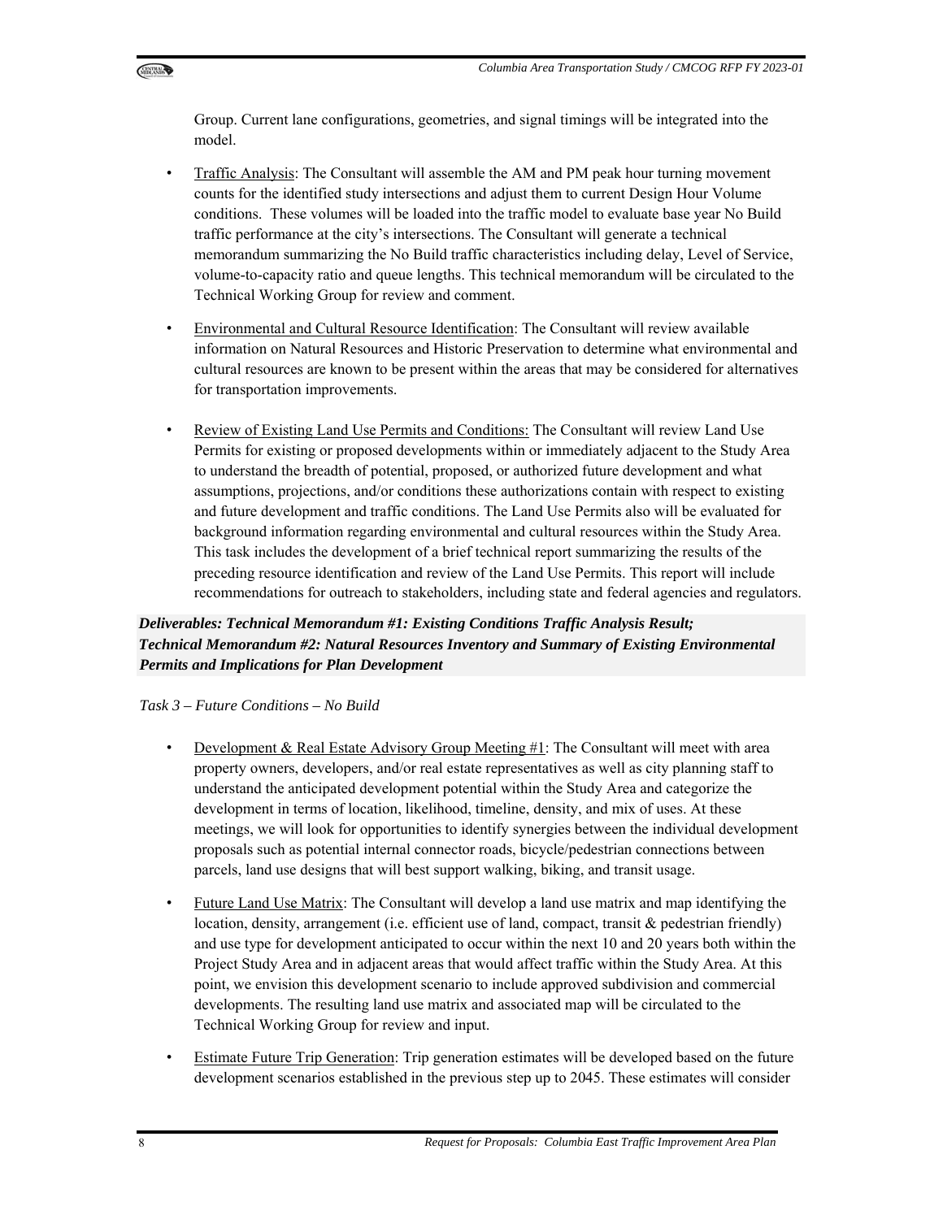Group. Current lane configurations, geometries, and signal timings will be integrated into the model.

- Traffic Analysis: The Consultant will assemble the AM and PM peak hour turning movement counts for the identified study intersections and adjust them to current Design Hour Volume conditions. These volumes will be loaded into the traffic model to evaluate base year No Build traffic performance at the city's intersections. The Consultant will generate a technical memorandum summarizing the No Build traffic characteristics including delay, Level of Service, volume-to-capacity ratio and queue lengths. This technical memorandum will be circulated to the Technical Working Group for review and comment.

- Environmental and Cultural Resource Identification: The Consultant will review available information on Natural Resources and Historic Preservation to determine what environmental and cultural resources are known to be present within the areas that may be considered for alternatives for transportation improvements.

- Review of Existing Land Use Permits and Conditions: The Consultant will review Land Use Permits for existing or proposed developments within or immediately adjacent to the Study Area to understand the breadth of potential, proposed, or authorized future development and what assumptions, projections, and/or conditions these authorizations contain with respect to existing and future development and traffic conditions. The Land Use Permits also will be evaluated for background information regarding environmental and cultural resources within the Study Area. This task includes the development of a brief technical report summarizing the results of the preceding resource identification and review of the Land Use Permits. This report will include recommendations for outreach to stakeholders, including state and federal agencies and regulators.

***Deliverables: Technical Memorandum #1: Existing Conditions Traffic Analysis Result; Technical Memorandum #2: Natural Resources Inventory and Summary of Existing Environmental Permits and Implications for Plan Development***

*Task 3 – Future Conditions – No Build*

- Development & Real Estate Advisory Group Meeting #1: The Consultant will meet with area property owners, developers, and/or real estate representatives as well as city planning staff to understand the anticipated development potential within the Study Area and categorize the development in terms of location, likelihood, timeline, density, and mix of uses. At these meetings, we will look for opportunities to identify synergies between the individual development proposals such as potential internal connector roads, bicycle/pedestrian connections between parcels, land use designs that will best support walking, biking, and transit usage.

- Future Land Use Matrix: The Consultant will develop a land use matrix and map identifying the location, density, arrangement (i.e. efficient use of land, compact, transit & pedestrian friendly) and use type for development anticipated to occur within the next 10 and 20 years both within the Project Study Area and in adjacent areas that would affect traffic within the Study Area. At this point, we envision this development scenario to include approved subdivision and commercial developments. The resulting land use matrix and associated map will be circulated to the Technical Working Group for review and input.

- Estimate Future Trip Generation: Trip generation estimates will be developed based on the future development scenarios established in the previous step up to 2045. These estimates will consider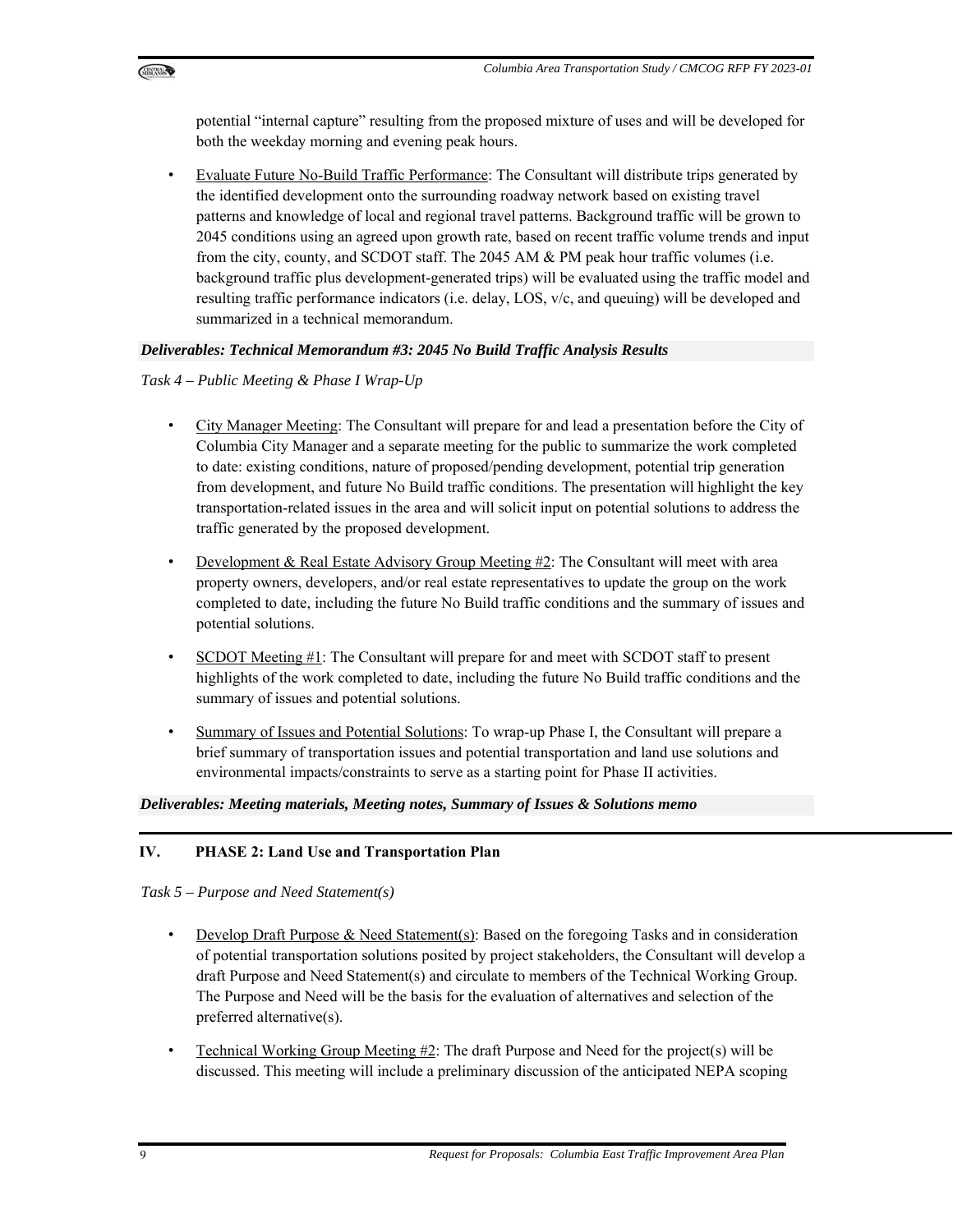potential "internal capture" resulting from the proposed mixture of uses and will be developed for both the weekday morning and evening peak hours.

- Evaluate Future No-Build Traffic Performance: The Consultant will distribute trips generated by the identified development onto the surrounding roadway network based on existing travel patterns and knowledge of local and regional travel patterns. Background traffic will be grown to 2045 conditions using an agreed upon growth rate, based on recent traffic volume trends and input from the city, county, and SCDOT staff. The 2045 AM & PM peak hour traffic volumes (i.e. background traffic plus development-generated trips) will be evaluated using the traffic model and resulting traffic performance indicators (i.e. delay, LOS, v/c, and queuing) will be developed and summarized in a technical memorandum.

***Deliverables: Technical Memorandum #3: 2045 No Build Traffic Analysis Results***

*Task 4 – Public Meeting & Phase I Wrap-Up*

- City Manager Meeting: The Consultant will prepare for and lead a presentation before the City of Columbia City Manager and a separate meeting for the public to summarize the work completed to date: existing conditions, nature of proposed/pending development, potential trip generation from development, and future No Build traffic conditions. The presentation will highlight the key transportation-related issues in the area and will solicit input on potential solutions to address the traffic generated by the proposed development.

- Development & Real Estate Advisory Group Meeting #2: The Consultant will meet with area property owners, developers, and/or real estate representatives to update the group on the work completed to date, including the future No Build traffic conditions and the summary of issues and potential solutions.

- SCDOT Meeting #1: The Consultant will prepare for and meet with SCDOT staff to present highlights of the work completed to date, including the future No Build traffic conditions and the summary of issues and potential solutions.

- Summary of Issues and Potential Solutions: To wrap-up Phase I, the Consultant will prepare a brief summary of transportation issues and potential transportation and land use solutions and environmental impacts/constraints to serve as a starting point for Phase II activities.

***Deliverables: Meeting materials, Meeting notes, Summary of Issues & Solutions memo***

## IV. PHASE 2: Land Use and Transportation Plan

*Task 5 – Purpose and Need Statement(s)*

- Develop Draft Purpose & Need Statement(s): Based on the foregoing Tasks and in consideration of potential transportation solutions posited by project stakeholders, the Consultant will develop a draft Purpose and Need Statement(s) and circulate to members of the Technical Working Group. The Purpose and Need will be the basis for the evaluation of alternatives and selection of the preferred alternative(s).

- Technical Working Group Meeting #2: The draft Purpose and Need for the project(s) will be discussed. This meeting will include a preliminary discussion of the anticipated NEPA scoping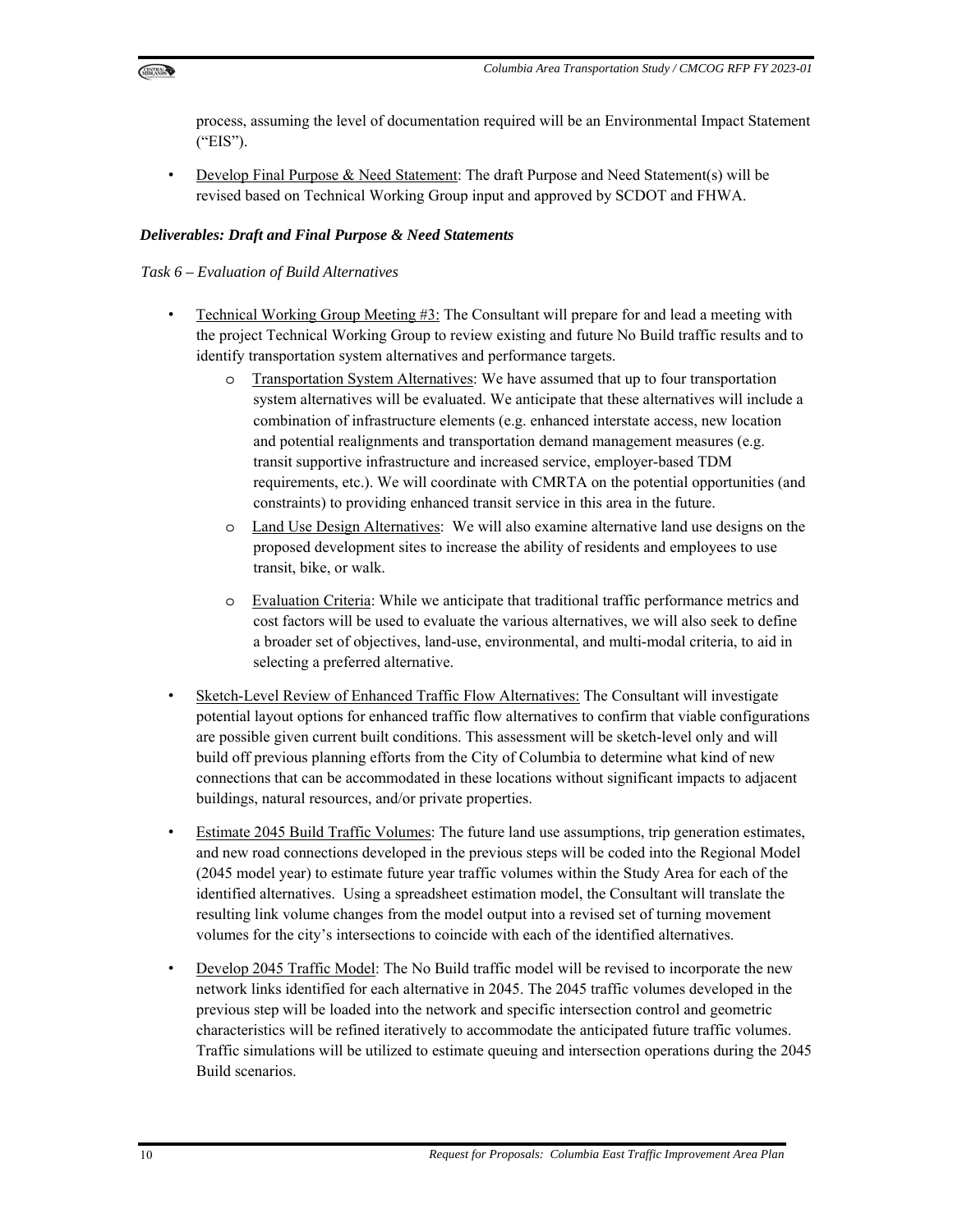process, assuming the level of documentation required will be an Environmental Impact Statement ("EIS").

- Develop Final Purpose & Need Statement: The draft Purpose and Need Statement(s) will be revised based on Technical Working Group input and approved by SCDOT and FHWA.

***Deliverables: Draft and Final Purpose & Need Statements***

*Task 6 – Evaluation of Build Alternatives*

- Technical Working Group Meeting #3: The Consultant will prepare for and lead a meeting with the project Technical Working Group to review existing and future No Build traffic results and to identify transportation system alternatives and performance targets.
  - Transportation System Alternatives: We have assumed that up to four transportation system alternatives will be evaluated. We anticipate that these alternatives will include a combination of infrastructure elements (e.g. enhanced interstate access, new location and potential realignments and transportation demand management measures (e.g. transit supportive infrastructure and increased service, employer-based TDM requirements, etc.). We will coordinate with CMRTA on the potential opportunities (and constraints) to providing enhanced transit service in this area in the future.
  - Land Use Design Alternatives: We will also examine alternative land use designs on the proposed development sites to increase the ability of residents and employees to use transit, bike, or walk.
  - Evaluation Criteria: While we anticipate that traditional traffic performance metrics and cost factors will be used to evaluate the various alternatives, we will also seek to define a broader set of objectives, land-use, environmental, and multi-modal criteria, to aid in selecting a preferred alternative.
- Sketch-Level Review of Enhanced Traffic Flow Alternatives: The Consultant will investigate potential layout options for enhanced traffic flow alternatives to confirm that viable configurations are possible given current built conditions. This assessment will be sketch-level only and will build off previous planning efforts from the City of Columbia to determine what kind of new connections that can be accommodated in these locations without significant impacts to adjacent buildings, natural resources, and/or private properties.
- Estimate 2045 Build Traffic Volumes: The future land use assumptions, trip generation estimates, and new road connections developed in the previous steps will be coded into the Regional Model (2045 model year) to estimate future year traffic volumes within the Study Area for each of the identified alternatives. Using a spreadsheet estimation model, the Consultant will translate the resulting link volume changes from the model output into a revised set of turning movement volumes for the city's intersections to coincide with each of the identified alternatives.
- Develop 2045 Traffic Model: The No Build traffic model will be revised to incorporate the new network links identified for each alternative in 2045. The 2045 traffic volumes developed in the previous step will be loaded into the network and specific intersection control and geometric characteristics will be refined iteratively to accommodate the anticipated future traffic volumes. Traffic simulations will be utilized to estimate queuing and intersection operations during the 2045 Build scenarios.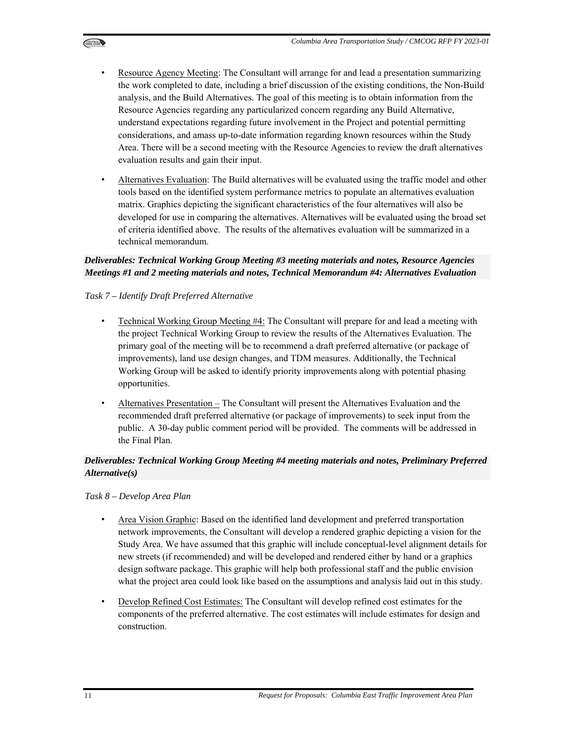- Resource Agency Meeting: The Consultant will arrange for and lead a presentation summarizing the work completed to date, including a brief discussion of the existing conditions, the Non-Build analysis, and the Build Alternatives. The goal of this meeting is to obtain information from the Resource Agencies regarding any particularized concern regarding any Build Alternative, understand expectations regarding future involvement in the Project and potential permitting considerations, and amass up-to-date information regarding known resources within the Study Area. There will be a second meeting with the Resource Agencies to review the draft alternatives evaluation results and gain their input.
- Alternatives Evaluation: The Build alternatives will be evaluated using the traffic model and other tools based on the identified system performance metrics to populate an alternatives evaluation matrix. Graphics depicting the significant characteristics of the four alternatives will also be developed for use in comparing the alternatives. Alternatives will be evaluated using the broad set of criteria identified above. The results of the alternatives evaluation will be summarized in a technical memorandum.

***Deliverables: Technical Working Group Meeting #3 meeting materials and notes, Resource Agencies Meetings #1 and 2 meeting materials and notes, Technical Memorandum #4: Alternatives Evaluation***

*Task 7 – Identify Draft Preferred Alternative*

- Technical Working Group Meeting #4: The Consultant will prepare for and lead a meeting with the project Technical Working Group to review the results of the Alternatives Evaluation. The primary goal of the meeting will be to recommend a draft preferred alternative (or package of improvements), land use design changes, and TDM measures. Additionally, the Technical Working Group will be asked to identify priority improvements along with potential phasing opportunities.
- Alternatives Presentation – The Consultant will present the Alternatives Evaluation and the recommended draft preferred alternative (or package of improvements) to seek input from the public. A 30-day public comment period will be provided. The comments will be addressed in the Final Plan.

***Deliverables: Technical Working Group Meeting #4 meeting materials and notes, Preliminary Preferred Alternative(s)***

*Task 8 – Develop Area Plan*

- Area Vision Graphic: Based on the identified land development and preferred transportation network improvements, the Consultant will develop a rendered graphic depicting a vision for the Study Area. We have assumed that this graphic will include conceptual-level alignment details for new streets (if recommended) and will be developed and rendered either by hand or a graphics design software package. This graphic will help both professional staff and the public envision what the project area could look like based on the assumptions and analysis laid out in this study.
- Develop Refined Cost Estimates: The Consultant will develop refined cost estimates for the components of the preferred alternative. The cost estimates will include estimates for design and construction.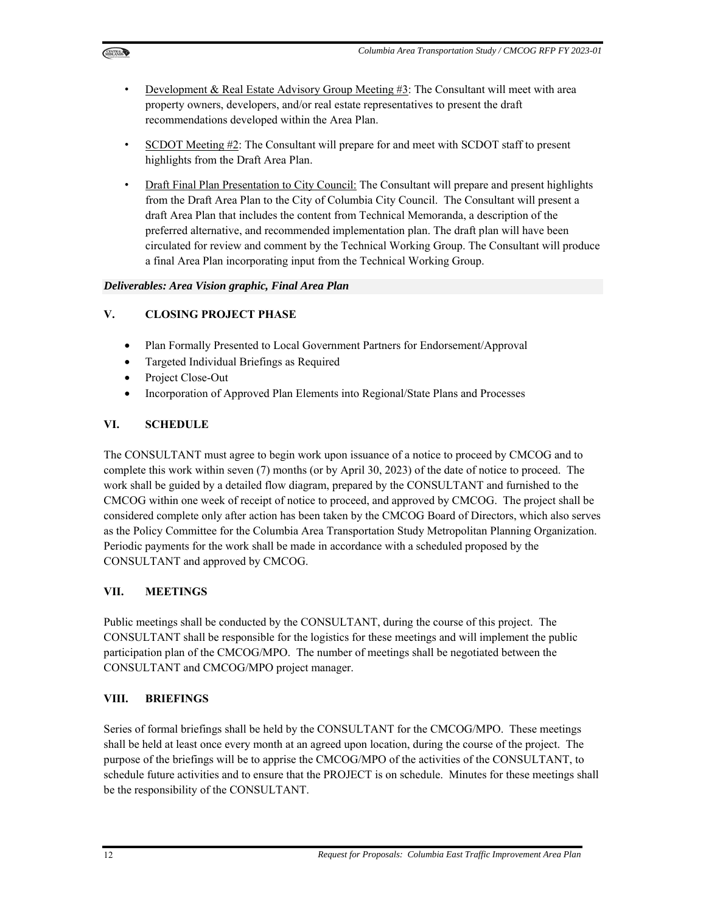- Development & Real Estate Advisory Group Meeting #3: The Consultant will meet with area property owners, developers, and/or real estate representatives to present the draft recommendations developed within the Area Plan.
- SCDOT Meeting #2: The Consultant will prepare for and meet with SCDOT staff to present highlights from the Draft Area Plan.
- Draft Final Plan Presentation to City Council: The Consultant will prepare and present highlights from the Draft Area Plan to the City of Columbia City Council. The Consultant will present a draft Area Plan that includes the content from Technical Memoranda, a description of the preferred alternative, and recommended implementation plan. The draft plan will have been circulated for review and comment by the Technical Working Group. The Consultant will produce a final Area Plan incorporating input from the Technical Working Group.

***Deliverables: Area Vision graphic, Final Area Plan***

## V. CLOSING PROJECT PHASE

- Plan Formally Presented to Local Government Partners for Endorsement/Approval
- Targeted Individual Briefings as Required
- Project Close-Out
- Incorporation of Approved Plan Elements into Regional/State Plans and Processes

## VI. SCHEDULE

The CONSULTANT must agree to begin work upon issuance of a notice to proceed by CMCOG and to complete this work within seven (7) months (or by April 30, 2023) of the date of notice to proceed. The work shall be guided by a detailed flow diagram, prepared by the CONSULTANT and furnished to the CMCOG within one week of receipt of notice to proceed, and approved by CMCOG. The project shall be considered complete only after action has been taken by the CMCOG Board of Directors, which also serves as the Policy Committee for the Columbia Area Transportation Study Metropolitan Planning Organization. Periodic payments for the work shall be made in accordance with a scheduled proposed by the CONSULTANT and approved by CMCOG.

## VII. MEETINGS

Public meetings shall be conducted by the CONSULTANT, during the course of this project. The CONSULTANT shall be responsible for the logistics for these meetings and will implement the public participation plan of the CMCOG/MPO. The number of meetings shall be negotiated between the CONSULTANT and CMCOG/MPO project manager.

## VIII. BRIEFINGS

Series of formal briefings shall be held by the CONSULTANT for the CMCOG/MPO. These meetings shall be held at least once every month at an agreed upon location, during the course of the project. The purpose of the briefings will be to apprise the CMCOG/MPO of the activities of the CONSULTANT, to schedule future activities and to ensure that the PROJECT is on schedule. Minutes for these meetings shall be the responsibility of the CONSULTANT.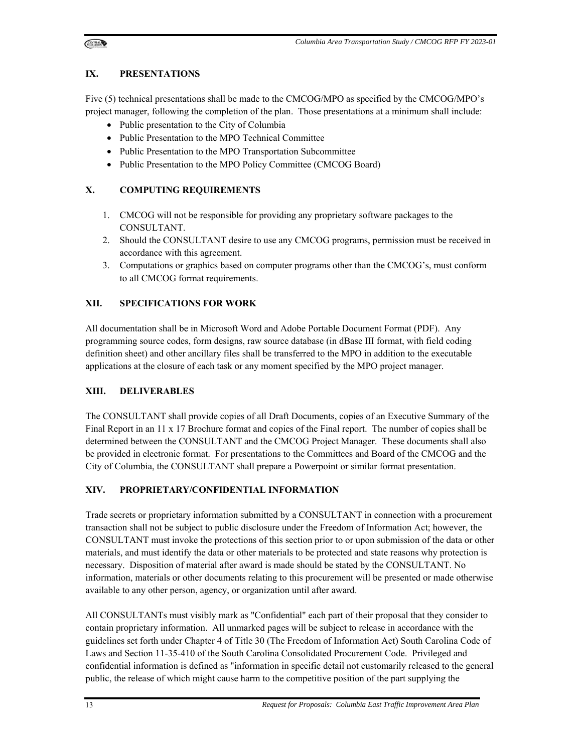## IX. PRESENTATIONS

Five (5) technical presentations shall be made to the CMCOG/MPO as specified by the CMCOG/MPO's project manager, following the completion of the plan. Those presentations at a minimum shall include:

- Public presentation to the City of Columbia
- Public Presentation to the MPO Technical Committee
- Public Presentation to the MPO Transportation Subcommittee
- Public Presentation to the MPO Policy Committee (CMCOG Board)

## X. COMPUTING REQUIREMENTS

1. CMCOG will not be responsible for providing any proprietary software packages to the CONSULTANT.
2. Should the CONSULTANT desire to use any CMCOG programs, permission must be received in accordance with this agreement.
3. Computations or graphics based on computer programs other than the CMCOG's, must conform to all CMCOG format requirements.

## XII. SPECIFICATIONS FOR WORK

All documentation shall be in Microsoft Word and Adobe Portable Document Format (PDF). Any programming source codes, form designs, raw source database (in dBase III format, with field coding definition sheet) and other ancillary files shall be transferred to the MPO in addition to the executable applications at the closure of each task or any moment specified by the MPO project manager.

## XIII. DELIVERABLES

The CONSULTANT shall provide copies of all Draft Documents, copies of an Executive Summary of the Final Report in an 11 x 17 Brochure format and copies of the Final report. The number of copies shall be determined between the CONSULTANT and the CMCOG Project Manager. These documents shall also be provided in electronic format. For presentations to the Committees and Board of the CMCOG and the City of Columbia, the CONSULTANT shall prepare a Powerpoint or similar format presentation.

## XIV. PROPRIETARY/CONFIDENTIAL INFORMATION

Trade secrets or proprietary information submitted by a CONSULTANT in connection with a procurement transaction shall not be subject to public disclosure under the Freedom of Information Act; however, the CONSULTANT must invoke the protections of this section prior to or upon submission of the data or other materials, and must identify the data or other materials to be protected and state reasons why protection is necessary. Disposition of material after award is made should be stated by the CONSULTANT. No information, materials or other documents relating to this procurement will be presented or made otherwise available to any other person, agency, or organization until after award.

All CONSULTANTs must visibly mark as "Confidential" each part of their proposal that they consider to contain proprietary information. All unmarked pages will be subject to release in accordance with the guidelines set forth under Chapter 4 of Title 30 (The Freedom of Information Act) South Carolina Code of Laws and Section 11-35-410 of the South Carolina Consolidated Procurement Code. Privileged and confidential information is defined as "information in specific detail not customarily released to the general public, the release of which might cause harm to the competitive position of the part supplying the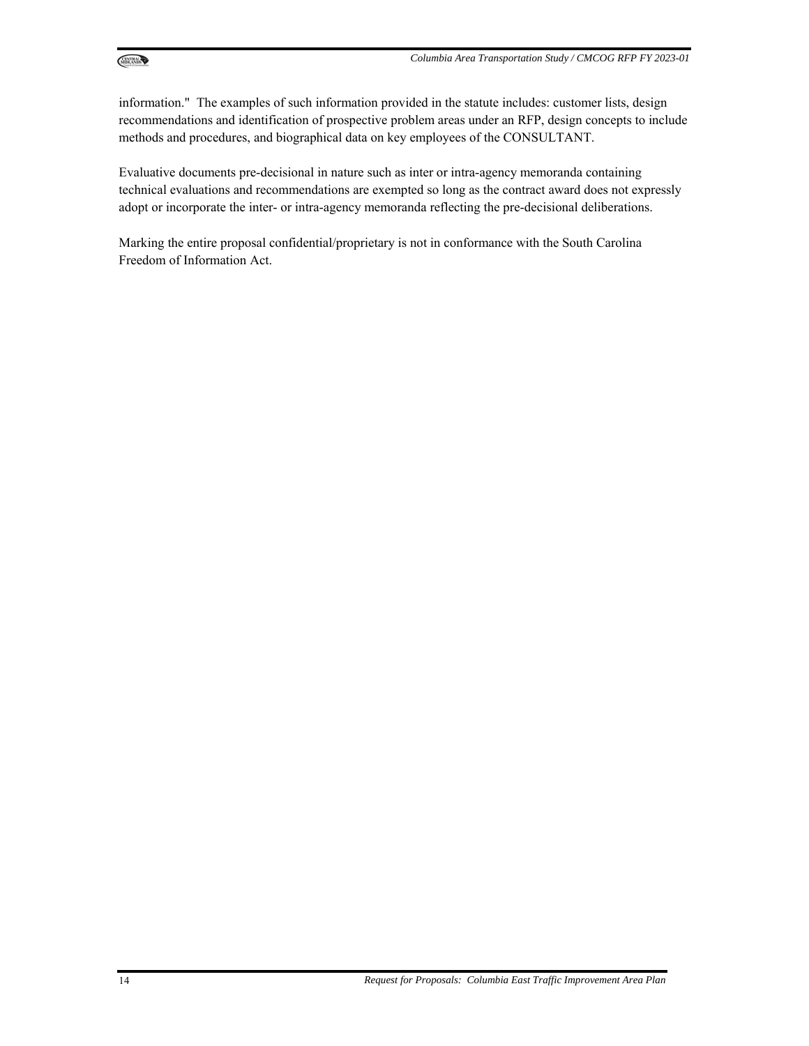information." The examples of such information provided in the statute includes: customer lists, design recommendations and identification of prospective problem areas under an RFP, design concepts to include methods and procedures, and biographical data on key employees of the CONSULTANT.

Evaluative documents pre-decisional in nature such as inter or intra-agency memoranda containing technical evaluations and recommendations are exempted so long as the contract award does not expressly adopt or incorporate the inter- or intra-agency memoranda reflecting the pre-decisional deliberations.

Marking the entire proposal confidential/proprietary is not in conformance with the South Carolina Freedom of Information Act.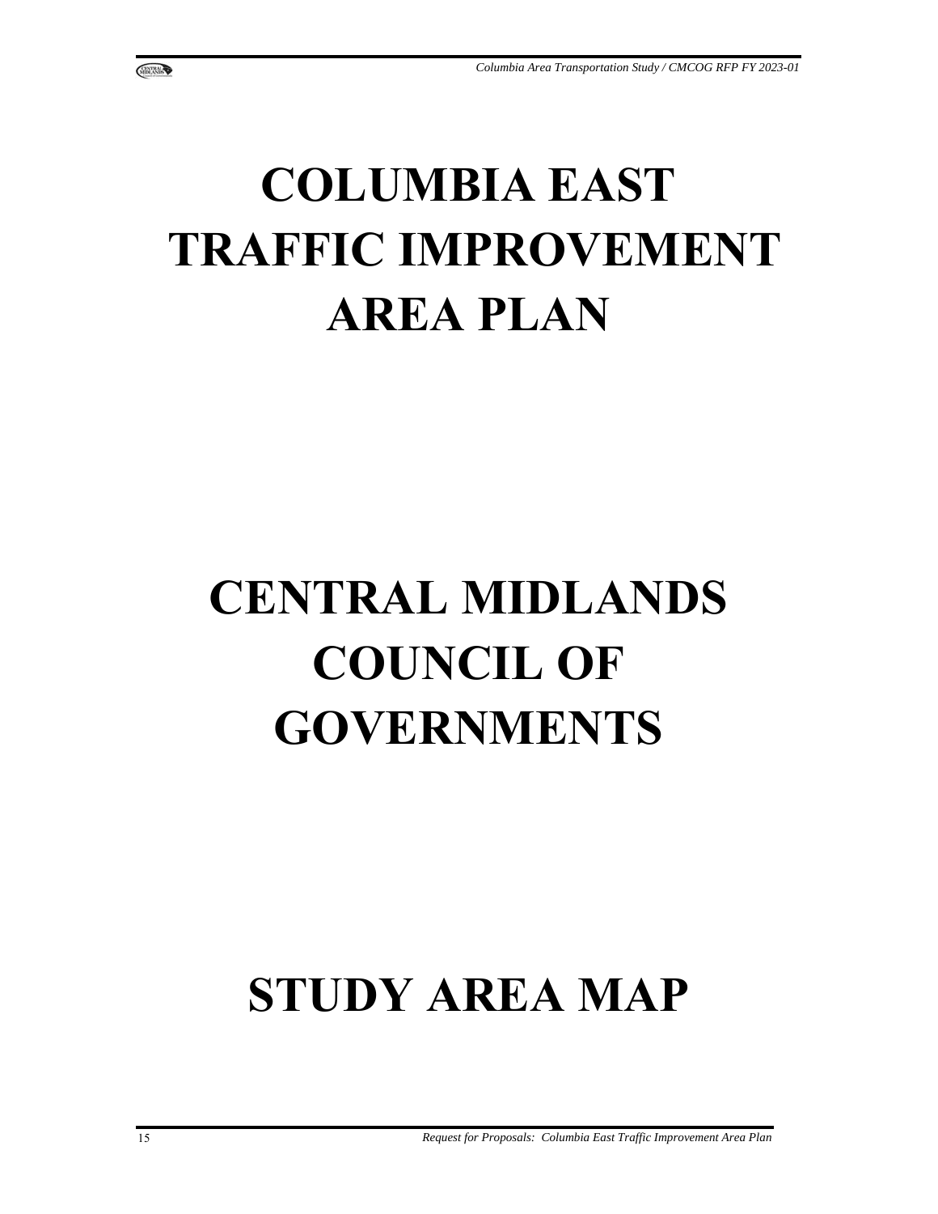# COLUMBIA EAST TRAFFIC IMPROVEMENT AREA PLAN

# CENTRAL MIDLANDS COUNCIL OF GOVERNMENTS

# STUDY AREA MAP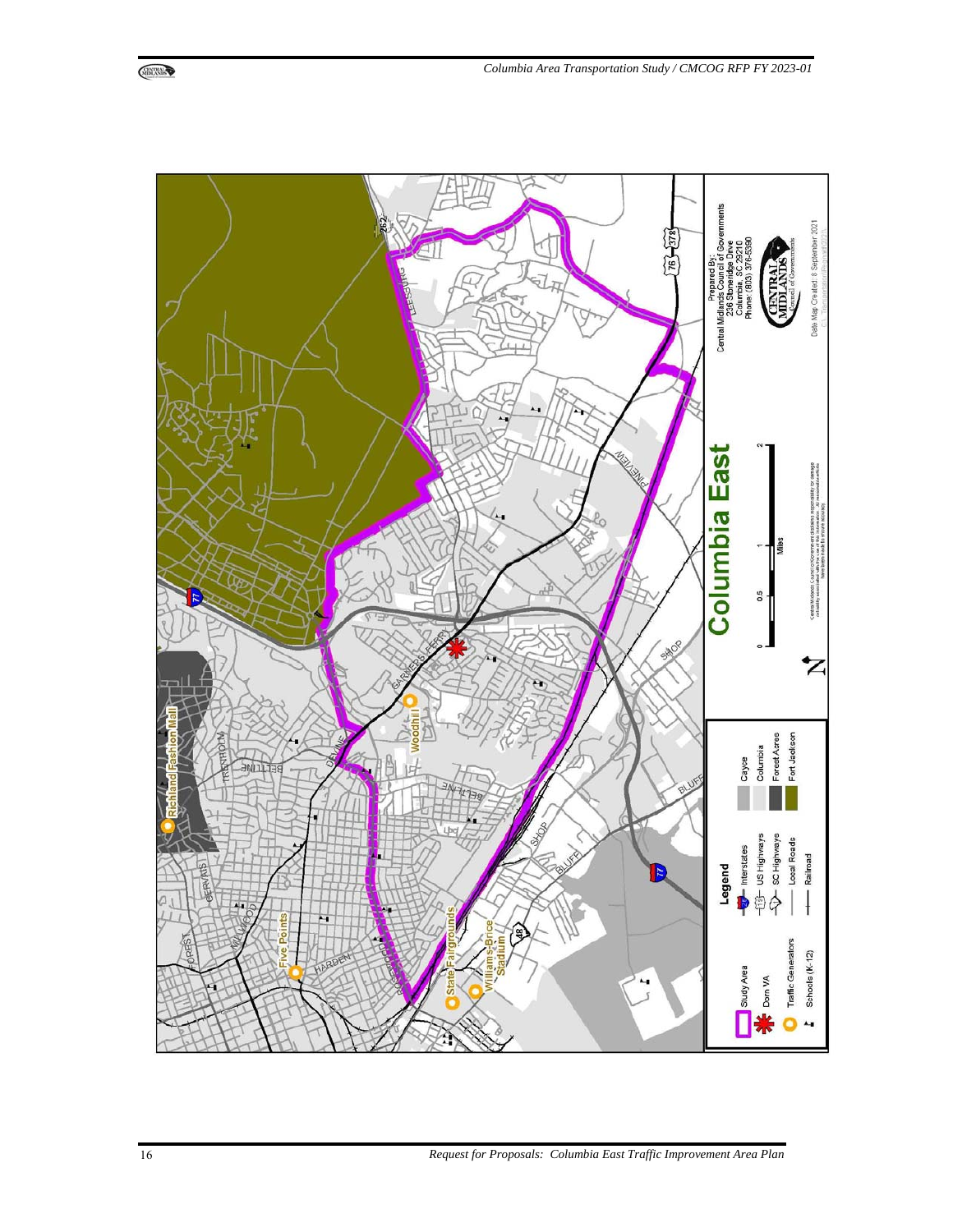# Columbia East

**Legend**

- Study Area
- Dorn VA
- Traffic Generators
- Schools (K-12)
- Interstates
- US Highways
- SC Highways
- Local Roads
- Railroad
- Cayce
- Columbia
- Forest Acres
- Fort Jackson

0 0.5 1 2 Miles

Prepared By:
Central Midlands Council of Governments
236 Stoneridge Drive
Columbia, SC 29210
Phone: (803) 376-5390

Date Map Created: 8 September 2021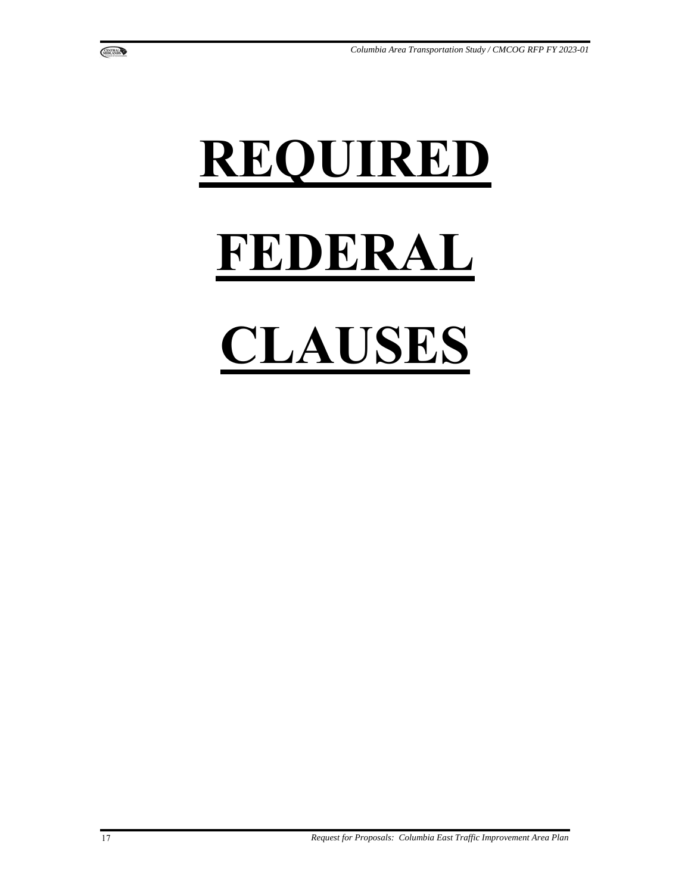# **REQUIRED FEDERAL CLAUSES**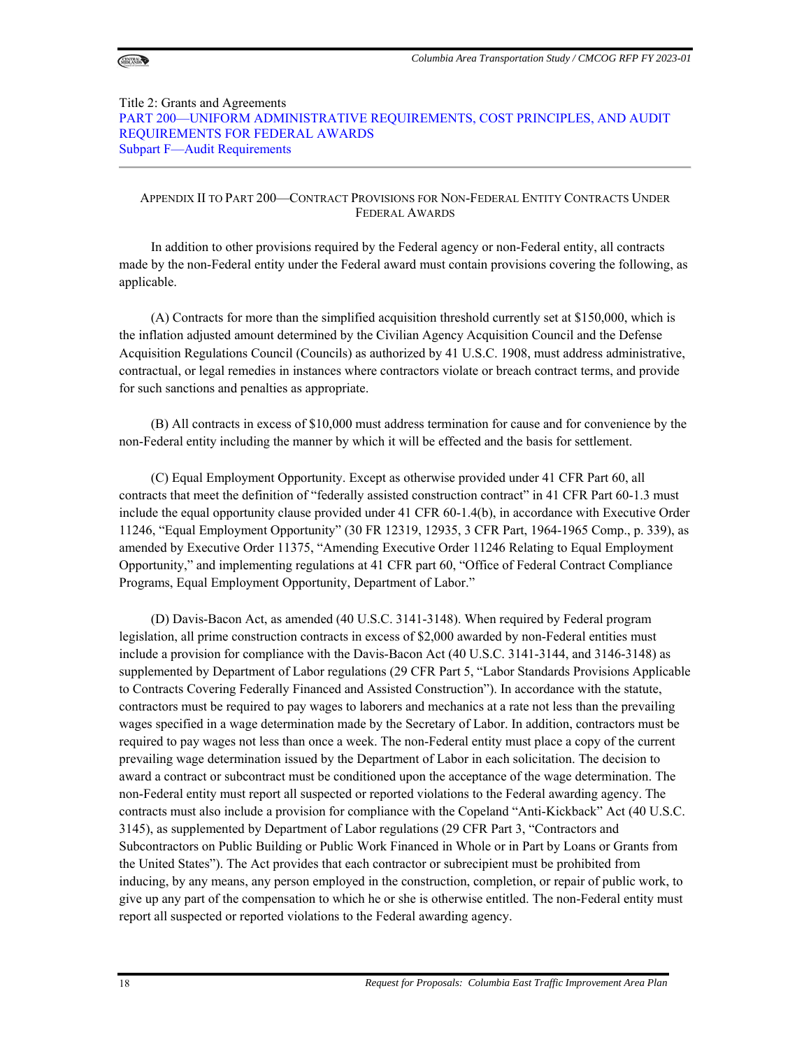Title 2: Grants and Agreements
PART 200—UNIFORM ADMINISTRATIVE REQUIREMENTS, COST PRINCIPLES, AND AUDIT REQUIREMENTS FOR FEDERAL AWARDS
Subpart F—Audit Requirements

## APPENDIX II TO PART 200—CONTRACT PROVISIONS FOR NON-FEDERAL ENTITY CONTRACTS UNDER FEDERAL AWARDS

In addition to other provisions required by the Federal agency or non-Federal entity, all contracts made by the non-Federal entity under the Federal award must contain provisions covering the following, as applicable.

(A) Contracts for more than the simplified acquisition threshold currently set at $150,000, which is the inflation adjusted amount determined by the Civilian Agency Acquisition Council and the Defense Acquisition Regulations Council (Councils) as authorized by 41 U.S.C. 1908, must address administrative, contractual, or legal remedies in instances where contractors violate or breach contract terms, and provide for such sanctions and penalties as appropriate.

(B) All contracts in excess of $10,000 must address termination for cause and for convenience by the non-Federal entity including the manner by which it will be effected and the basis for settlement.

(C) Equal Employment Opportunity. Except as otherwise provided under 41 CFR Part 60, all contracts that meet the definition of "federally assisted construction contract" in 41 CFR Part 60-1.3 must include the equal opportunity clause provided under 41 CFR 60-1.4(b), in accordance with Executive Order 11246, "Equal Employment Opportunity" (30 FR 12319, 12935, 3 CFR Part, 1964-1965 Comp., p. 339), as amended by Executive Order 11375, "Amending Executive Order 11246 Relating to Equal Employment Opportunity," and implementing regulations at 41 CFR part 60, "Office of Federal Contract Compliance Programs, Equal Employment Opportunity, Department of Labor."

(D) Davis-Bacon Act, as amended (40 U.S.C. 3141-3148). When required by Federal program legislation, all prime construction contracts in excess of $2,000 awarded by non-Federal entities must include a provision for compliance with the Davis-Bacon Act (40 U.S.C. 3141-3144, and 3146-3148) as supplemented by Department of Labor regulations (29 CFR Part 5, "Labor Standards Provisions Applicable to Contracts Covering Federally Financed and Assisted Construction"). In accordance with the statute, contractors must be required to pay wages to laborers and mechanics at a rate not less than the prevailing wages specified in a wage determination made by the Secretary of Labor. In addition, contractors must be required to pay wages not less than once a week. The non-Federal entity must place a copy of the current prevailing wage determination issued by the Department of Labor in each solicitation. The decision to award a contract or subcontract must be conditioned upon the acceptance of the wage determination. The non-Federal entity must report all suspected or reported violations to the Federal awarding agency. The contracts must also include a provision for compliance with the Copeland "Anti-Kickback" Act (40 U.S.C. 3145), as supplemented by Department of Labor regulations (29 CFR Part 3, "Contractors and Subcontractors on Public Building or Public Work Financed in Whole or in Part by Loans or Grants from the United States"). The Act provides that each contractor or subrecipient must be prohibited from inducing, by any means, any person employed in the construction, completion, or repair of public work, to give up any part of the compensation to which he or she is otherwise entitled. The non-Federal entity must report all suspected or reported violations to the Federal awarding agency.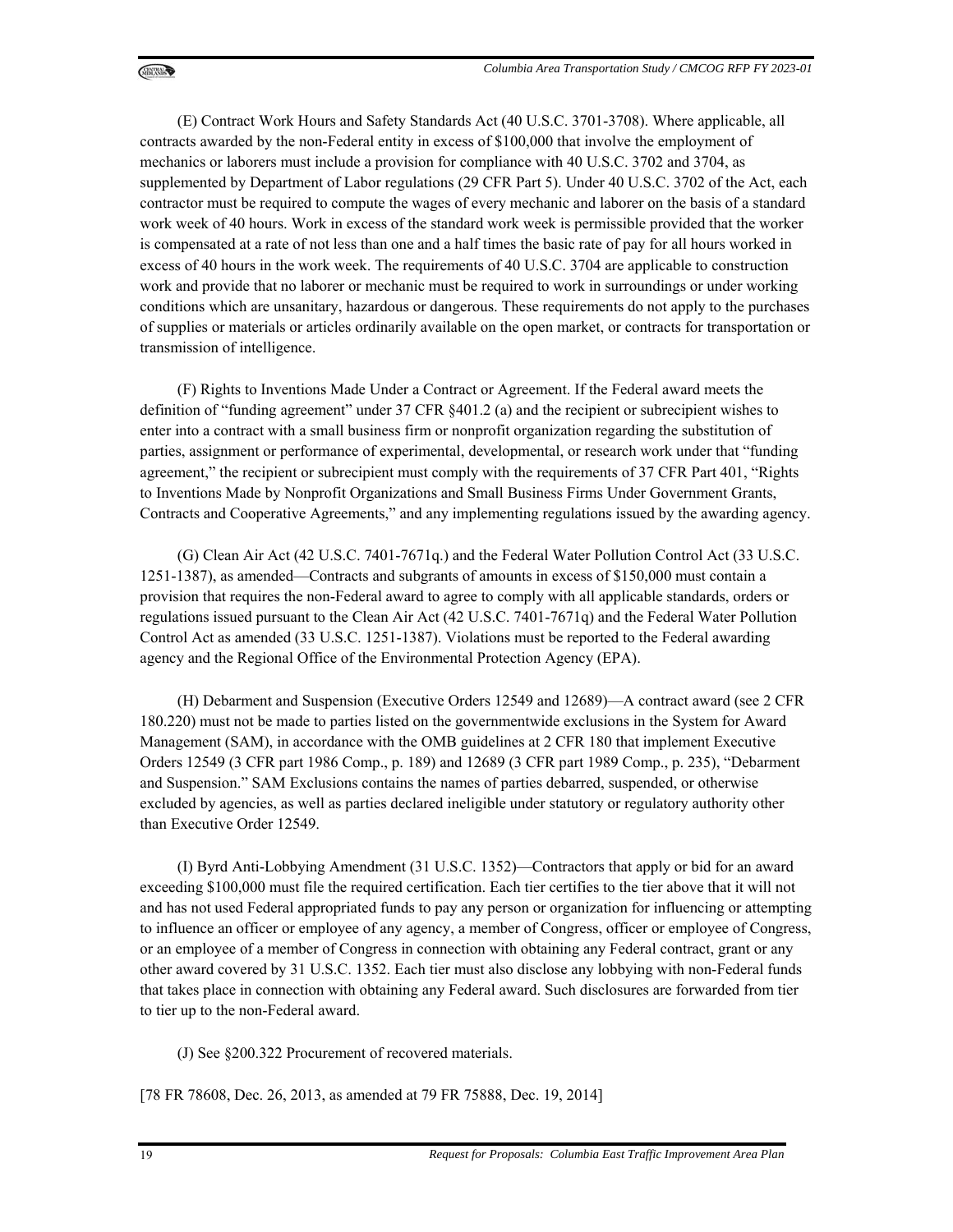(E) Contract Work Hours and Safety Standards Act (40 U.S.C. 3701-3708). Where applicable, all contracts awarded by the non-Federal entity in excess of $100,000 that involve the employment of mechanics or laborers must include a provision for compliance with 40 U.S.C. 3702 and 3704, as supplemented by Department of Labor regulations (29 CFR Part 5). Under 40 U.S.C. 3702 of the Act, each contractor must be required to compute the wages of every mechanic and laborer on the basis of a standard work week of 40 hours. Work in excess of the standard work week is permissible provided that the worker is compensated at a rate of not less than one and a half times the basic rate of pay for all hours worked in excess of 40 hours in the work week. The requirements of 40 U.S.C. 3704 are applicable to construction work and provide that no laborer or mechanic must be required to work in surroundings or under working conditions which are unsanitary, hazardous or dangerous. These requirements do not apply to the purchases of supplies or materials or articles ordinarily available on the open market, or contracts for transportation or transmission of intelligence.

(F) Rights to Inventions Made Under a Contract or Agreement. If the Federal award meets the definition of "funding agreement" under 37 CFR §401.2 (a) and the recipient or subrecipient wishes to enter into a contract with a small business firm or nonprofit organization regarding the substitution of parties, assignment or performance of experimental, developmental, or research work under that "funding agreement," the recipient or subrecipient must comply with the requirements of 37 CFR Part 401, "Rights to Inventions Made by Nonprofit Organizations and Small Business Firms Under Government Grants, Contracts and Cooperative Agreements," and any implementing regulations issued by the awarding agency.

(G) Clean Air Act (42 U.S.C. 7401-7671q.) and the Federal Water Pollution Control Act (33 U.S.C. 1251-1387), as amended—Contracts and subgrants of amounts in excess of $150,000 must contain a provision that requires the non-Federal award to agree to comply with all applicable standards, orders or regulations issued pursuant to the Clean Air Act (42 U.S.C. 7401-7671q) and the Federal Water Pollution Control Act as amended (33 U.S.C. 1251-1387). Violations must be reported to the Federal awarding agency and the Regional Office of the Environmental Protection Agency (EPA).

(H) Debarment and Suspension (Executive Orders 12549 and 12689)—A contract award (see 2 CFR 180.220) must not be made to parties listed on the governmentwide exclusions in the System for Award Management (SAM), in accordance with the OMB guidelines at 2 CFR 180 that implement Executive Orders 12549 (3 CFR part 1986 Comp., p. 189) and 12689 (3 CFR part 1989 Comp., p. 235), "Debarment and Suspension." SAM Exclusions contains the names of parties debarred, suspended, or otherwise excluded by agencies, as well as parties declared ineligible under statutory or regulatory authority other than Executive Order 12549.

(I) Byrd Anti-Lobbying Amendment (31 U.S.C. 1352)—Contractors that apply or bid for an award exceeding $100,000 must file the required certification. Each tier certifies to the tier above that it will not and has not used Federal appropriated funds to pay any person or organization for influencing or attempting to influence an officer or employee of any agency, a member of Congress, officer or employee of Congress, or an employee of a member of Congress in connection with obtaining any Federal contract, grant or any other award covered by 31 U.S.C. 1352. Each tier must also disclose any lobbying with non-Federal funds that takes place in connection with obtaining any Federal award. Such disclosures are forwarded from tier to tier up to the non-Federal award.

(J) See §200.322 Procurement of recovered materials.

[78 FR 78608, Dec. 26, 2013, as amended at 79 FR 75888, Dec. 19, 2014]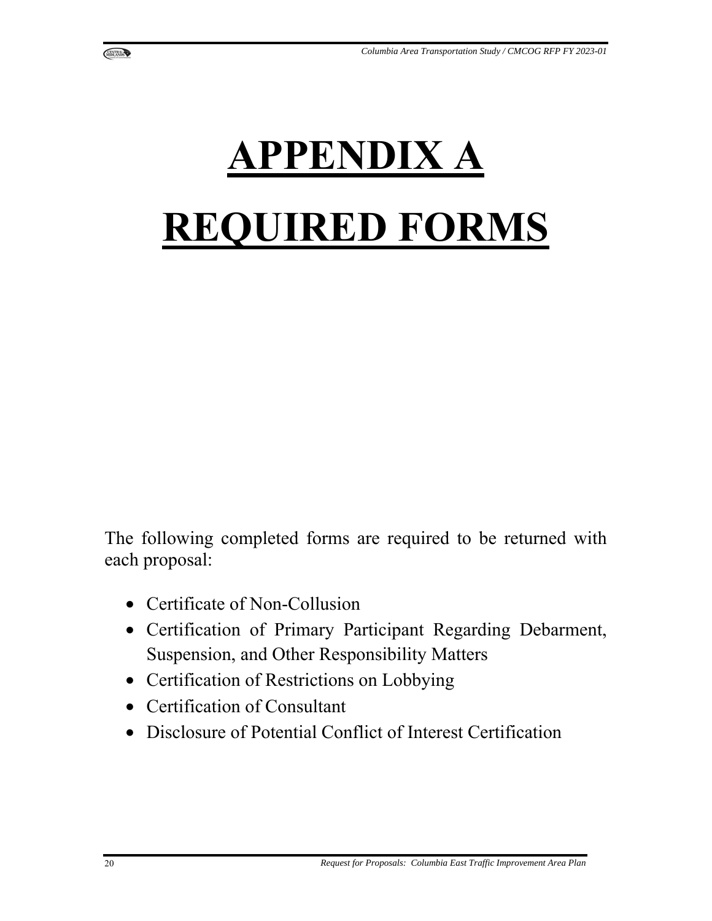# APPENDIX A

# REQUIRED FORMS

The following completed forms are required to be returned with each proposal:

- Certificate of Non-Collusion
- Certification of Primary Participant Regarding Debarment, Suspension, and Other Responsibility Matters
- Certification of Restrictions on Lobbying
- Certification of Consultant
- Disclosure of Potential Conflict of Interest Certification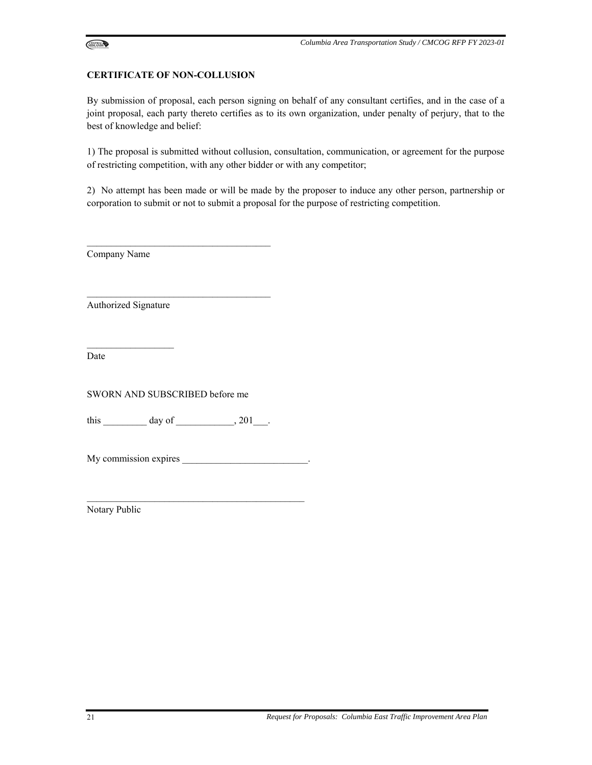**CERTIFICATE OF NON-COLLUSION**

By submission of proposal, each person signing on behalf of any consultant certifies, and in the case of a joint proposal, each party thereto certifies as to its own organization, under penalty of perjury, that to the best of knowledge and belief:

1) The proposal is submitted without collusion, consultation, communication, or agreement for the purpose of restricting competition, with any other bidder or with any competitor;

2) No attempt has been made or will be made by the proposer to induce any other person, partnership or corporation to submit or not to submit a proposal for the purpose of restricting competition.

_______________________________________
Company Name

_______________________________________
Authorized Signature

__________________
Date

SWORN AND SUBSCRIBED before me

this _________ day of ____________, 201___.

My commission expires __________________________.

______________________________________________
Notary Public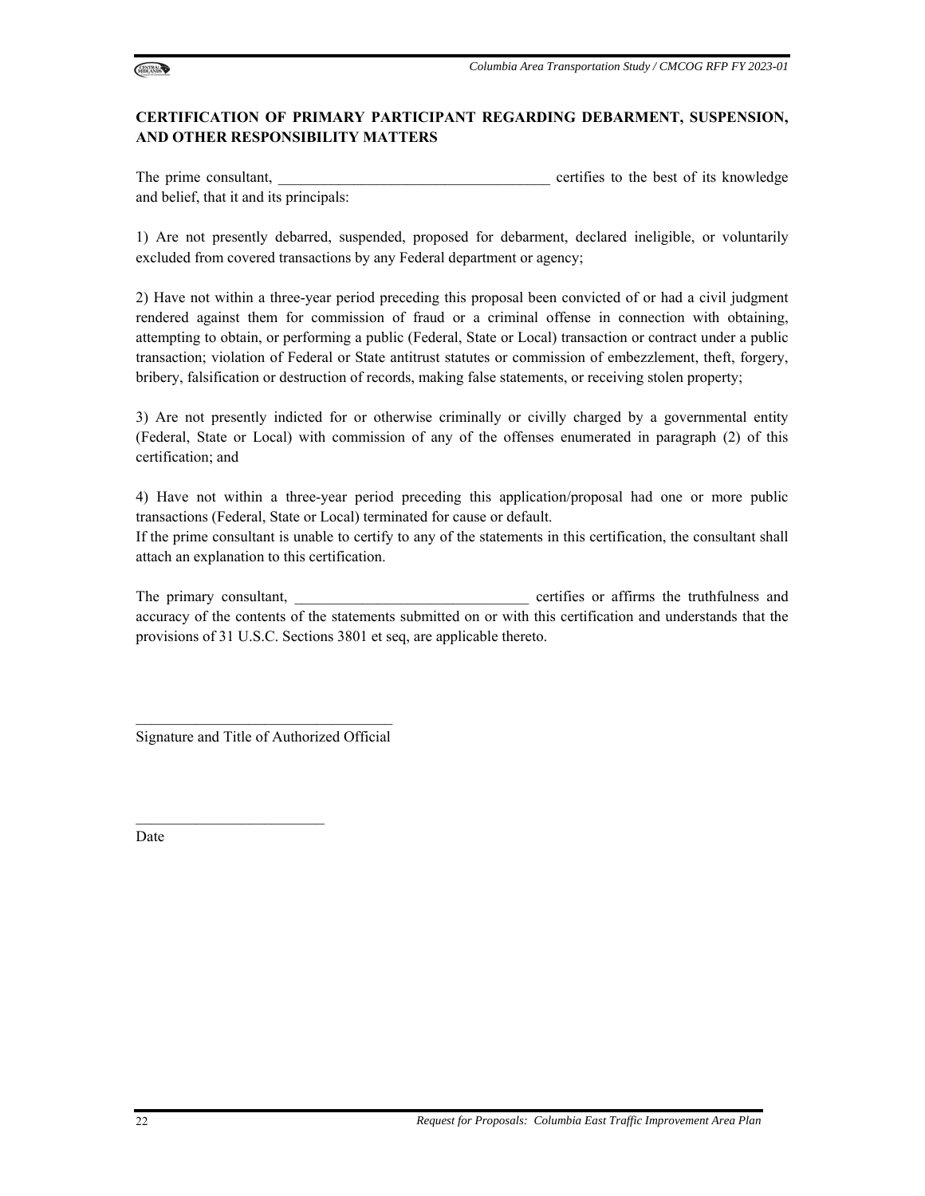**CERTIFICATION OF PRIMARY PARTICIPANT REGARDING DEBARMENT, SUSPENSION, AND OTHER RESPONSIBILITY MATTERS**

The prime consultant, ____________________________________ certifies to the best of its knowledge and belief, that it and its principals:

1) Are not presently debarred, suspended, proposed for debarment, declared ineligible, or voluntarily excluded from covered transactions by any Federal department or agency;

2) Have not within a three-year period preceding this proposal been convicted of or had a civil judgment rendered against them for commission of fraud or a criminal offense in connection with obtaining, attempting to obtain, or performing a public (Federal, State or Local) transaction or contract under a public transaction; violation of Federal or State antitrust statutes or commission of embezzlement, theft, forgery, bribery, falsification or destruction of records, making false statements, or receiving stolen property;

3) Are not presently indicted for or otherwise criminally or civilly charged by a governmental entity (Federal, State or Local) with commission of any of the offenses enumerated in paragraph (2) of this certification; and

4) Have not within a three-year period preceding this application/proposal had one or more public transactions (Federal, State or Local) terminated for cause or default.
If the prime consultant is unable to certify to any of the statements in this certification, the consultant shall attach an explanation to this certification.

The primary consultant, _______________________________ certifies or affirms the truthfulness and accuracy of the contents of the statements submitted on or with this certification and understands that the provisions of 31 U.S.C. Sections 3801 et seq, are applicable thereto.

__________________________________
Signature and Title of Authorized Official

_________________________
Date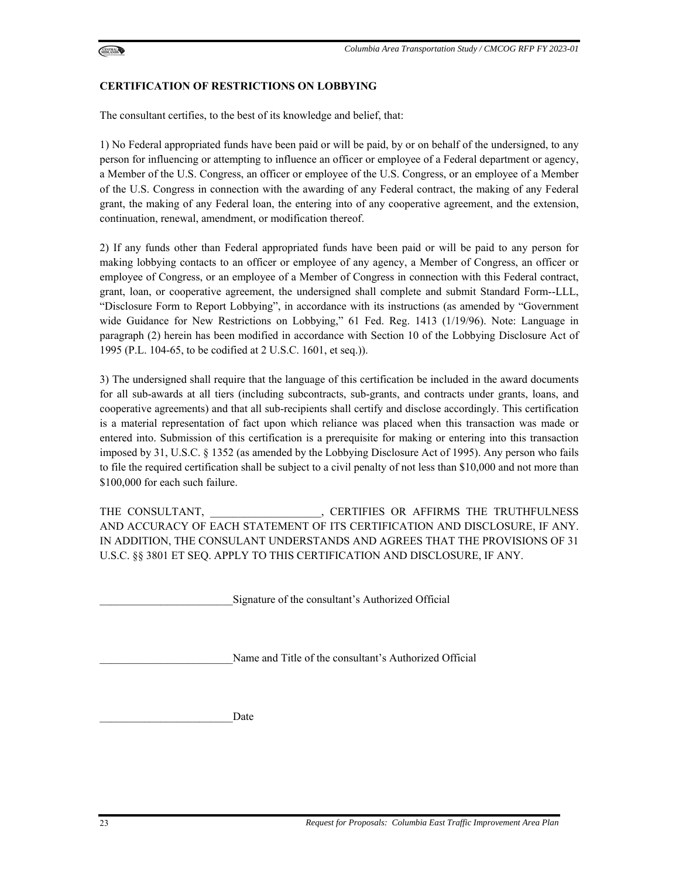**CERTIFICATION OF RESTRICTIONS ON LOBBYING**

The consultant certifies, to the best of its knowledge and belief, that:

1) No Federal appropriated funds have been paid or will be paid, by or on behalf of the undersigned, to any person for influencing or attempting to influence an officer or employee of a Federal department or agency, a Member of the U.S. Congress, an officer or employee of the U.S. Congress, or an employee of a Member of the U.S. Congress in connection with the awarding of any Federal contract, the making of any Federal grant, the making of any Federal loan, the entering into of any cooperative agreement, and the extension, continuation, renewal, amendment, or modification thereof.

2) If any funds other than Federal appropriated funds have been paid or will be paid to any person for making lobbying contacts to an officer or employee of any agency, a Member of Congress, an officer or employee of Congress, or an employee of a Member of Congress in connection with this Federal contract, grant, loan, or cooperative agreement, the undersigned shall complete and submit Standard Form--LLL, "Disclosure Form to Report Lobbying", in accordance with its instructions (as amended by "Government wide Guidance for New Restrictions on Lobbying," 61 Fed. Reg. 1413 (1/19/96). Note: Language in paragraph (2) herein has been modified in accordance with Section 10 of the Lobbying Disclosure Act of 1995 (P.L. 104-65, to be codified at 2 U.S.C. 1601, et seq.)).

3) The undersigned shall require that the language of this certification be included in the award documents for all sub-awards at all tiers (including subcontracts, sub-grants, and contracts under grants, loans, and cooperative agreements) and that all sub-recipients shall certify and disclose accordingly. This certification is a material representation of fact upon which reliance was placed when this transaction was made or entered into. Submission of this certification is a prerequisite for making or entering into this transaction imposed by 31, U.S.C. § 1352 (as amended by the Lobbying Disclosure Act of 1995). Any person who fails to file the required certification shall be subject to a civil penalty of not less than $10,000 and not more than $100,000 for each such failure.

THE CONSULTANT, ____________________, CERTIFIES OR AFFIRMS THE TRUTHFULNESS AND ACCURACY OF EACH STATEMENT OF ITS CERTIFICATION AND DISCLOSURE, IF ANY. IN ADDITION, THE CONSULANT UNDERSTANDS AND AGREES THAT THE PROVISIONS OF 31 U.S.C. §§ 3801 ET SEQ. APPLY TO THIS CERTIFICATION AND DISCLOSURE, IF ANY.

________________________Signature of the consultant's Authorized Official

________________________Name and Title of the consultant's Authorized Official

________________________Date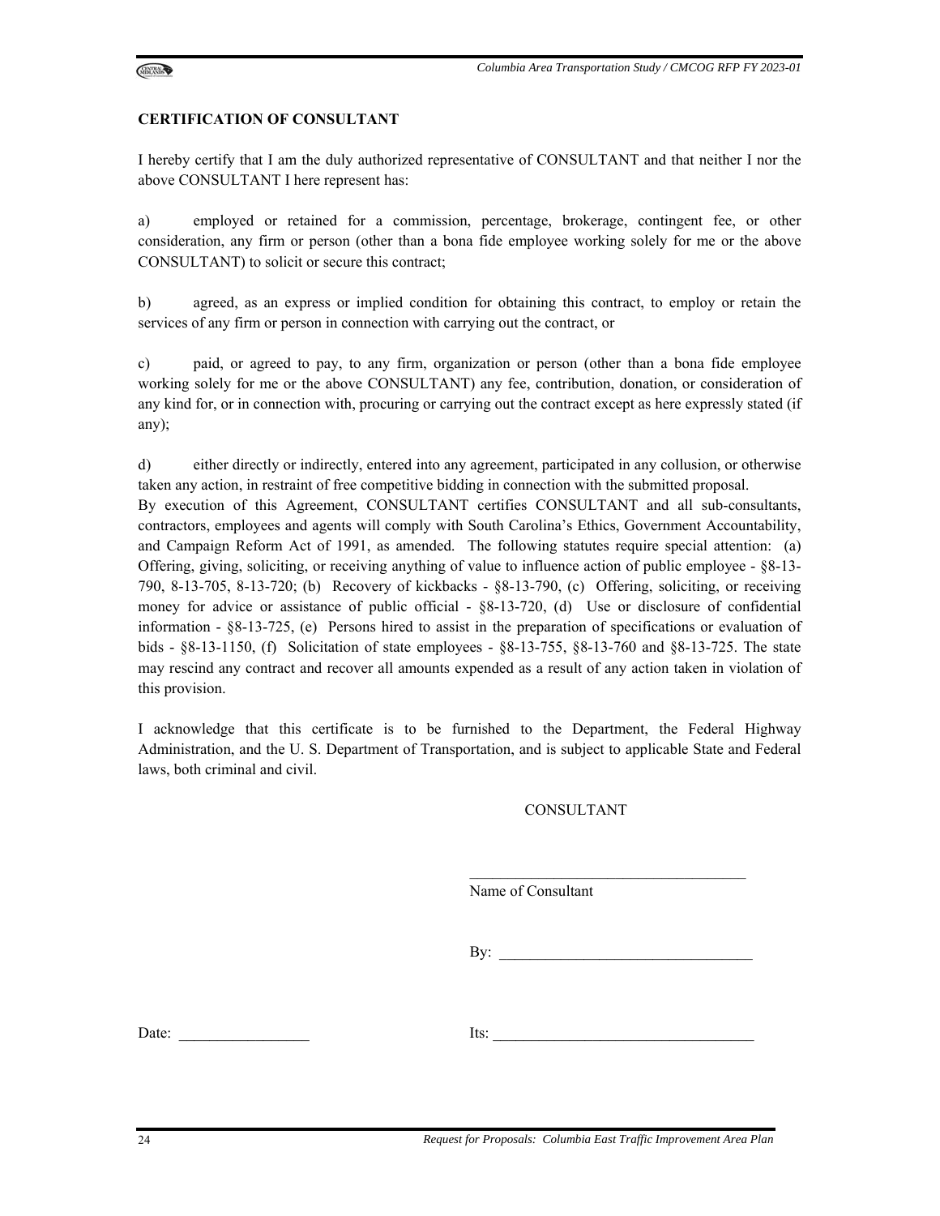**CERTIFICATION OF CONSULTANT**

I hereby certify that I am the duly authorized representative of CONSULTANT and that neither I nor the above CONSULTANT I here represent has:

a) employed or retained for a commission, percentage, brokerage, contingent fee, or other consideration, any firm or person (other than a bona fide employee working solely for me or the above CONSULTANT) to solicit or secure this contract;

b) agreed, as an express or implied condition for obtaining this contract, to employ or retain the services of any firm or person in connection with carrying out the contract, or

c) paid, or agreed to pay, to any firm, organization or person (other than a bona fide employee working solely for me or the above CONSULTANT) any fee, contribution, donation, or consideration of any kind for, or in connection with, procuring or carrying out the contract except as here expressly stated (if any);

d) either directly or indirectly, entered into any agreement, participated in any collusion, or otherwise taken any action, in restraint of free competitive bidding in connection with the submitted proposal.

By execution of this Agreement, CONSULTANT certifies CONSULTANT and all sub-consultants, contractors, employees and agents will comply with South Carolina's Ethics, Government Accountability, and Campaign Reform Act of 1991, as amended. The following statutes require special attention: (a) Offering, giving, soliciting, or receiving anything of value to influence action of public employee - §8-13-790, 8-13-705, 8-13-720; (b) Recovery of kickbacks - §8-13-790, (c) Offering, soliciting, or receiving money for advice or assistance of public official - §8-13-720, (d) Use or disclosure of confidential information - §8-13-725, (e) Persons hired to assist in the preparation of specifications or evaluation of bids - §8-13-1150, (f) Solicitation of state employees - §8-13-755, §8-13-760 and §8-13-725. The state may rescind any contract and recover all amounts expended as a result of any action taken in violation of this provision.

I acknowledge that this certificate is to be furnished to the Department, the Federal Highway Administration, and the U. S. Department of Transportation, and is subject to applicable State and Federal laws, both criminal and civil.

CONSULTANT

\_\_\_\_\_\_\_\_\_\_\_\_\_\_\_\_\_\_\_\_\_\_\_\_\_\_\_\_\_\_\_\_\_\_\_\_
Name of Consultant

By: \_\_\_\_\_\_\_\_\_\_\_\_\_\_\_\_\_\_\_\_\_\_\_\_\_\_\_\_\_\_\_\_\_\_

Date: \_\_\_\_\_\_\_\_\_\_\_\_\_\_\_\_\_ Its: \_\_\_\_\_\_\_\_\_\_\_\_\_\_\_\_\_\_\_\_\_\_\_\_\_\_\_\_\_\_\_\_\_\_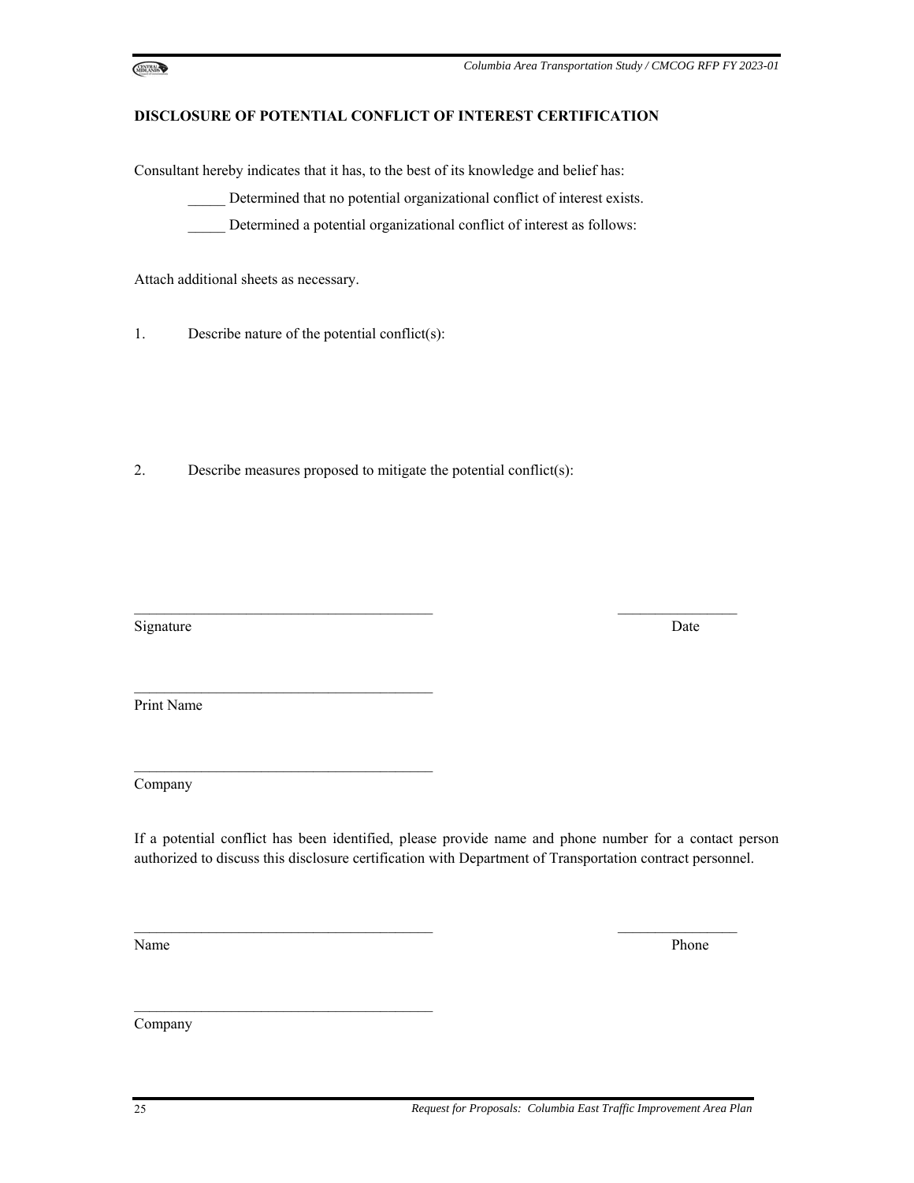## DISCLOSURE OF POTENTIAL CONFLICT OF INTEREST CERTIFICATION

Consultant hereby indicates that it has, to the best of its knowledge and belief has:

_____ Determined that no potential organizational conflict of interest exists.

_____ Determined a potential organizational conflict of interest as follows:

Attach additional sheets as necessary.

1. Describe nature of the potential conflict(s):

2. Describe measures proposed to mitigate the potential conflict(s):

_________________________________________ ________________

Signature Date

_________________________________________

Print Name

_________________________________________

Company

If a potential conflict has been identified, please provide name and phone number for a contact person authorized to discuss this disclosure certification with Department of Transportation contract personnel.

_________________________________________ ________________

Name Phone

_________________________________________

Company